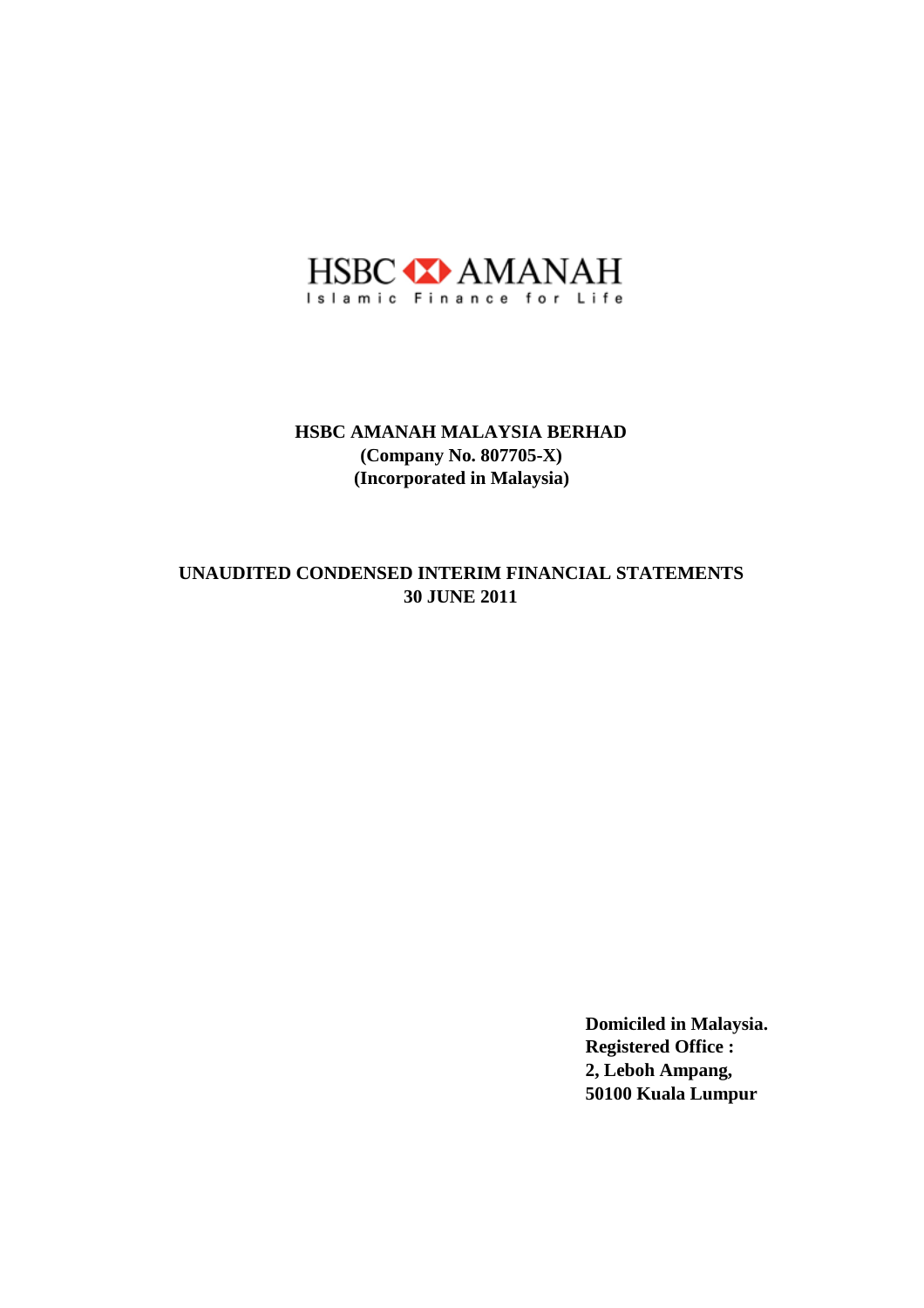HSBC AMANAH

Islamic Finance for Life

# HSBC AMANAH MALAYSIA BERHAD

**(Company No. 807705-X)**

**(Incorporated in Malaysia)**

## UNAUDITED CONDENSED INTERIM FINANCIAL STATEMENTS

## 30 JUNE 2011

**Domiciled in Malaysia.**

**Registered Office :**

**2, Leboh Ampang,**

**50100 Kuala Lumpur**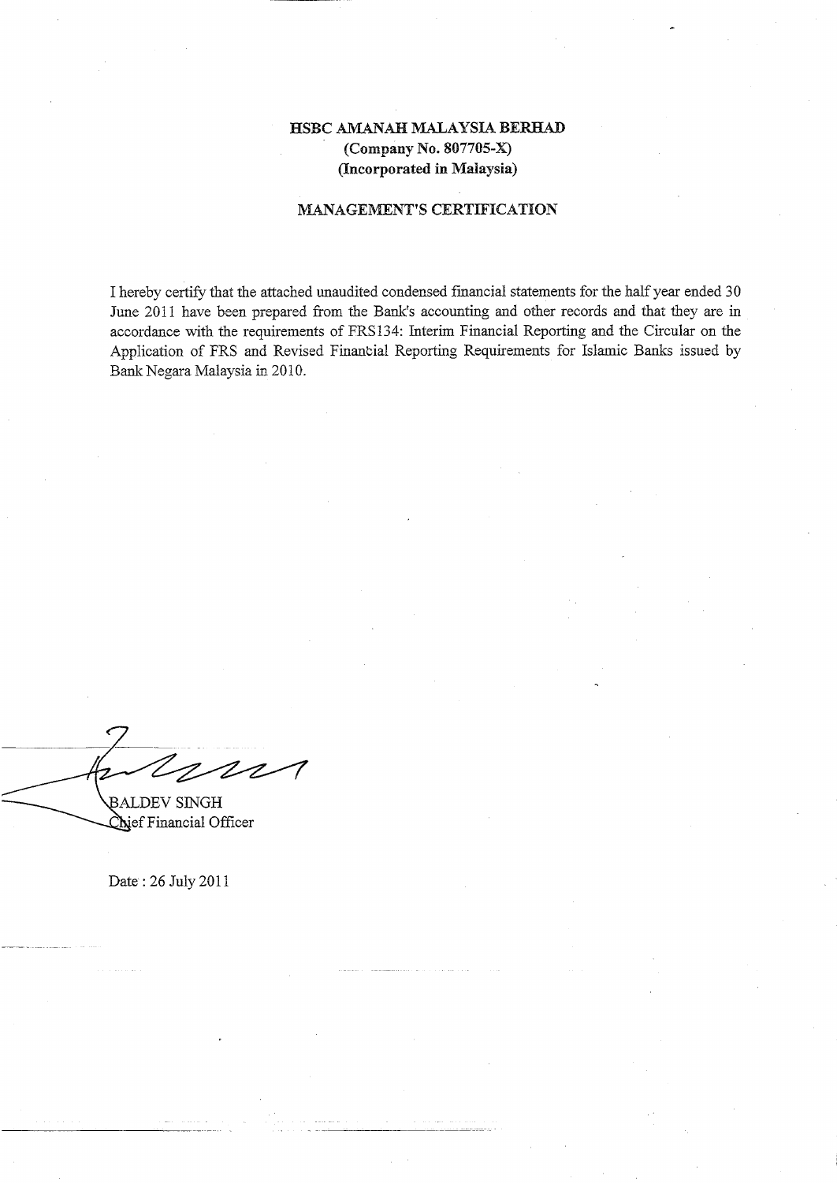**HSBC AMANAH MALAYSIA BERHAD**
**(Company No. 807705-X)**
**(Incorporated in Malaysia)**

## MANAGEMENT'S CERTIFICATION

I hereby certify that the attached unaudited condensed financial statements for the half year ended 30 June 2011 have been prepared from the Bank's accounting and other records and that they are in accordance with the requirements of FRS134: Interim Financial Reporting and the Circular on the Application of FRS and Revised Financial Reporting Requirements for Islamic Banks issued by Bank Negara Malaysia in 2010.

BALDEV SINGH
Chief Financial Officer

Date : 26 July 2011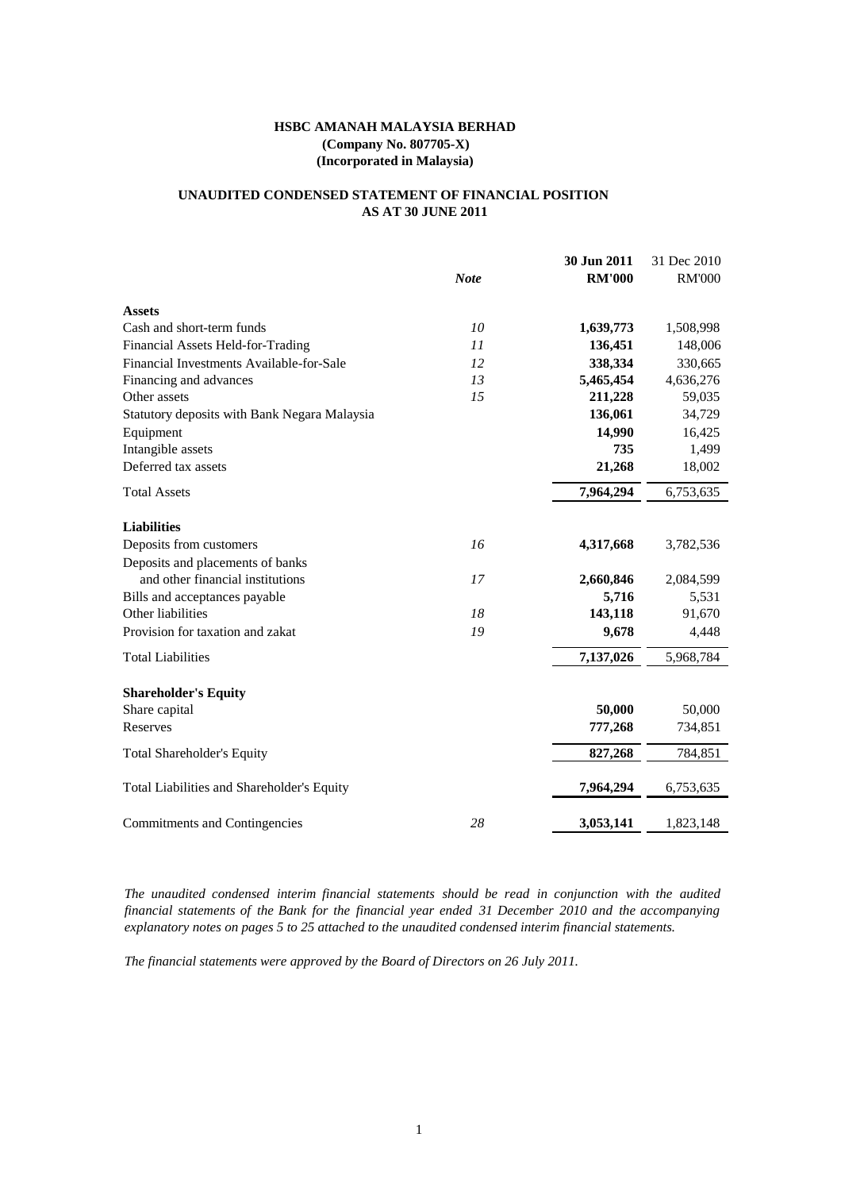**HSBC AMANAH MALAYSIA BERHAD**
**(Company No. 807705-X)**
**(Incorporated in Malaysia)**

**UNAUDITED CONDENSED STATEMENT OF FINANCIAL POSITION**
**AS AT 30 JUNE 2011**

| | *Note* | **30 Jun 2011 RM'000** | 31 Dec 2010 RM'000 |
|---|---|---|---|
| **Assets** | | | |
| Cash and short-term funds | *10* | **1,639,773** | 1,508,998 |
| Financial Assets Held-for-Trading | *11* | **136,451** | 148,006 |
| Financial Investments Available-for-Sale | *12* | **338,334** | 330,665 |
| Financing and advances | *13* | **5,465,454** | 4,636,276 |
| Other assets | *15* | **211,228** | 59,035 |
| Statutory deposits with Bank Negara Malaysia | | **136,061** | 34,729 |
| Equipment | | **14,990** | 16,425 |
| Intangible assets | | **735** | 1,499 |
| Deferred tax assets | | **21,268** | 18,002 |
| Total Assets | | **7,964,294** | 6,753,635 |
| **Liabilities** | | | |
| Deposits from customers | *16* | **4,317,668** | 3,782,536 |
| Deposits and placements of banks and other financial institutions | *17* | **2,660,846** | 2,084,599 |
| Bills and acceptances payable | | **5,716** | 5,531 |
| Other liabilities | *18* | **143,118** | 91,670 |
| Provision for taxation and zakat | *19* | **9,678** | 4,448 |
| Total Liabilities | | **7,137,026** | 5,968,784 |
| **Shareholder's Equity** | | | |
| Share capital | | **50,000** | 50,000 |
| Reserves | | **777,268** | 734,851 |
| Total Shareholder's Equity | | **827,268** | 784,851 |
| Total Liabilities and Shareholder's Equity | | **7,964,294** | 6,753,635 |
| Commitments and Contingencies | *28* | **3,053,141** | 1,823,148 |

*The unaudited condensed interim financial statements should be read in conjunction with the audited financial statements of the Bank for the financial year ended 31 December 2010 and the accompanying explanatory notes on pages 5 to 25 attached to the unaudited condensed interim financial statements.*

*The financial statements were approved by the Board of Directors on 26 July 2011.*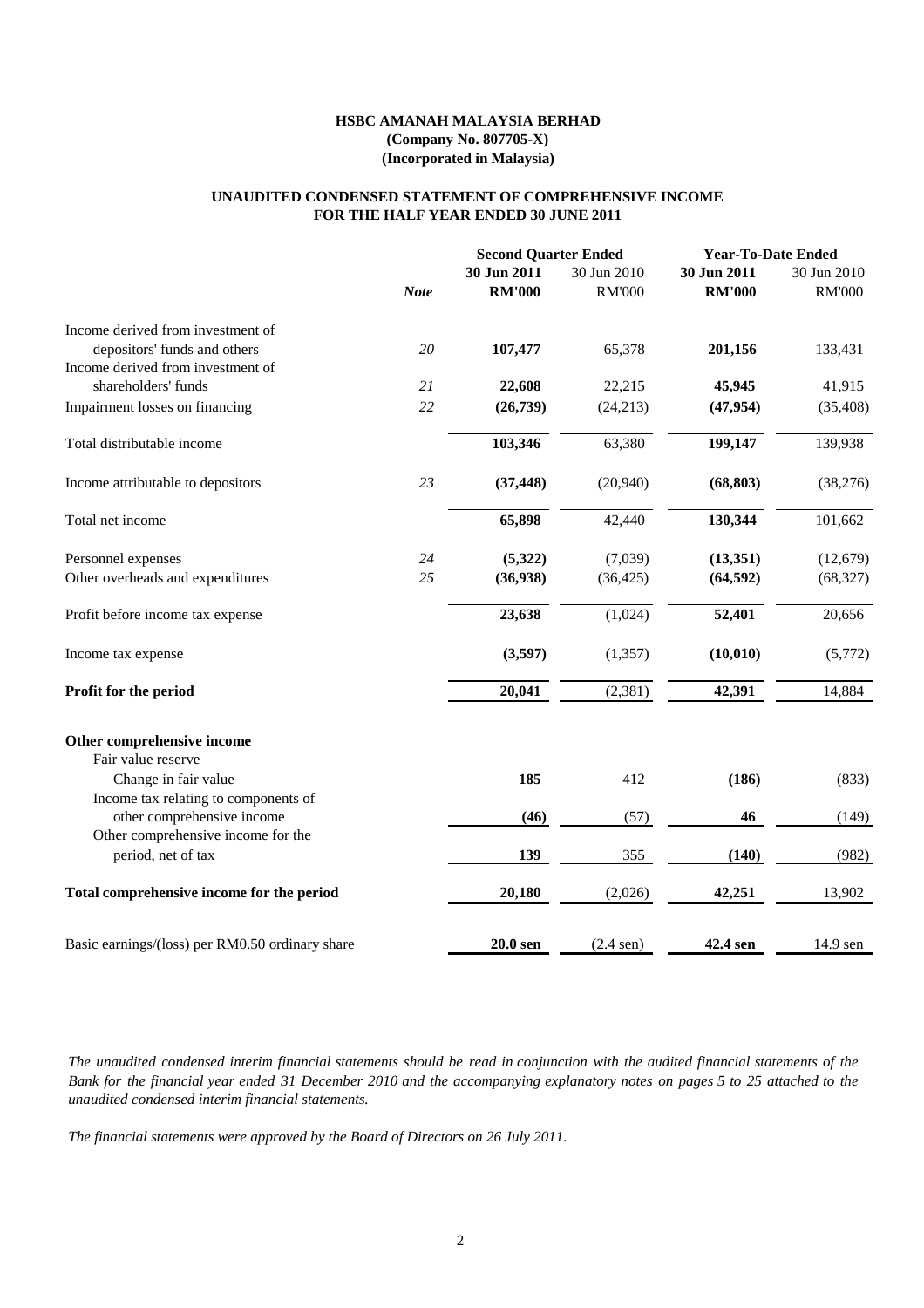**HSBC AMANAH MALAYSIA BERHAD**
**(Company No. 807705-X)**
**(Incorporated in Malaysia)**

**UNAUDITED CONDENSED STATEMENT OF COMPREHENSIVE INCOME**
**FOR THE HALF YEAR ENDED 30 JUNE 2011**

| | | Second Quarter Ended | | Year-To-Date Ended | |
|---|---|---|---|---|---|
| | *Note* | **30 Jun 2011** | 30 Jun 2010 | **30 Jun 2011** | 30 Jun 2010 |
| | | **RM'000** | RM'000 | **RM'000** | RM'000 |
| Income derived from investment of depositors' funds and others | *20* | **107,477** | 65,378 | **201,156** | 133,431 |
| Income derived from investment of shareholders' funds | *21* | **22,608** | 22,215 | **45,945** | 41,915 |
| Impairment losses on financing | *22* | **(26,739)** | (24,213) | **(47,954)** | (35,408) |
| Total distributable income | | **103,346** | 63,380 | **199,147** | 139,938 |
| Income attributable to depositors | *23* | **(37,448)** | (20,940) | **(68,803)** | (38,276) |
| Total net income | | **65,898** | 42,440 | **130,344** | 101,662 |
| Personnel expenses | *24* | **(5,322)** | (7,039) | **(13,351)** | (12,679) |
| Other overheads and expenditures | *25* | **(36,938)** | (36,425) | **(64,592)** | (68,327) |
| Profit before income tax expense | | **23,638** | (1,024) | **52,401** | 20,656 |
| Income tax expense | | **(3,597)** | (1,357) | **(10,010)** | (5,772) |
| **Profit for the period** | | **20,041** | (2,381) | **42,391** | 14,884 |
| **Other comprehensive income** | | | | | |
| Fair value reserve | | | | | |
| Change in fair value | | **185** | 412 | **(186)** | (833) |
| Income tax relating to components of other comprehensive income | | **(46)** | (57) | **46** | (149) |
| Other comprehensive income for the period, net of tax | | **139** | 355 | **(140)** | (982) |
| **Total comprehensive income for the period** | | **20,180** | (2,026) | **42,251** | 13,902 |
| Basic earnings/(loss) per RM0.50 ordinary share | | **20.0 sen** | (2.4 sen) | **42.4 sen** | 14.9 sen |

*The unaudited condensed interim financial statements should be read in conjunction with the audited financial statements of the Bank for the financial year ended 31 December 2010 and the accompanying explanatory notes on pages 5 to 25 attached to the unaudited condensed interim financial statements.*

*The financial statements were approved by the Board of Directors on 26 July 2011.*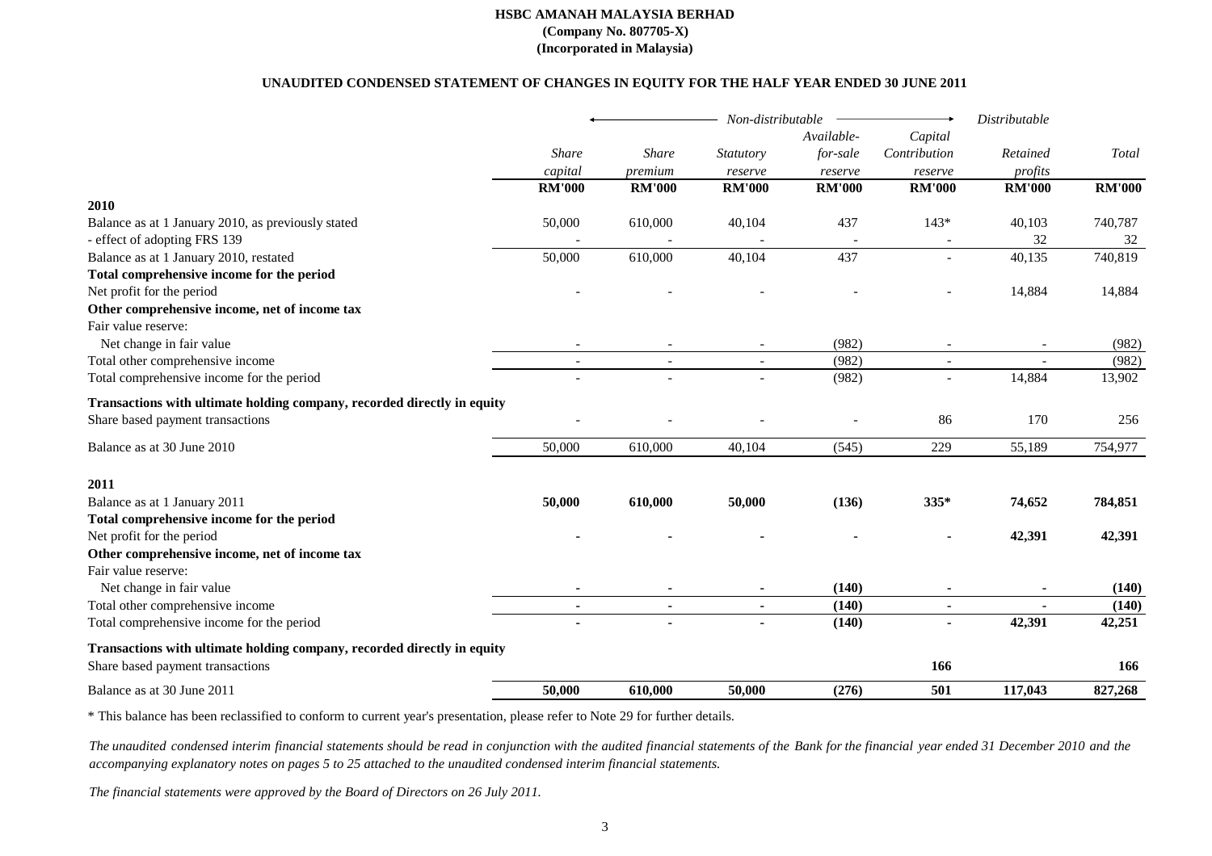**HSBC AMANAH MALAYSIA BERHAD**
**(Company No. 807705-X)**
**(Incorporated in Malaysia)**

**UNAUDITED CONDENSED STATEMENT OF CHANGES IN EQUITY FOR THE HALF YEAR ENDED 30 JUNE 2011**

| | *Non-distributable* | | | | | *Distributable* | |
|---|---|---|---|---|---|---|---|
| | *Share capital* | *Share premium* | *Statutory reserve* | *Available-for-sale reserve* | *Capital Contribution reserve* | *Retained profits* | *Total* |
| | **RM'000** | **RM'000** | **RM'000** | **RM'000** | **RM'000** | **RM'000** | **RM'000** |
| **2010** | | | | | | | |
| Balance as at 1 January 2010, as previously stated | 50,000 | 610,000 | 40,104 | 437 | 143* | 40,103 | 740,787 |
| - effect of adopting FRS 139 | - | - | - | - | - | 32 | 32 |
| Balance as at 1 January 2010, restated | 50,000 | 610,000 | 40,104 | 437 | - | 40,135 | 740,819 |
| **Total comprehensive income for the period** | | | | | | | |
| Net profit for the period | - | - | - | - | - | 14,884 | 14,884 |
| **Other comprehensive income, net of income tax** | | | | | | | |
| Fair value reserve: | | | | | | | |
| Net change in fair value | - | - | - | (982) | - | - | (982) |
| Total other comprehensive income | - | - | - | (982) | - | - | (982) |
| Total comprehensive income for the period | - | - | - | (982) | - | 14,884 | 13,902 |
| **Transactions with ultimate holding company, recorded directly in equity** | | | | | | | |
| Share based payment transactions | - | - | - | - | 86 | 170 | 256 |
| Balance as at 30 June 2010 | 50,000 | 610,000 | 40,104 | (545) | 229 | 55,189 | 754,977 |
| **2011** | | | | | | | |
| Balance as at 1 January 2011 | **50,000** | **610,000** | **50,000** | **(136)** | **335*** | **74,652** | **784,851** |
| **Total comprehensive income for the period** | | | | | | | |
| Net profit for the period | **-** | **-** | **-** | **-** | **-** | **42,391** | **42,391** |
| **Other comprehensive income, net of income tax** | | | | | | | |
| Fair value reserve: | | | | | | | |
| Net change in fair value | **-** | **-** | **-** | **(140)** | **-** | **-** | **(140)** |
| Total other comprehensive income | **-** | **-** | **-** | **(140)** | **-** | **-** | **(140)** |
| Total comprehensive income for the period | **-** | **-** | **-** | **(140)** | **-** | **42,391** | **42,251** |
| **Transactions with ultimate holding company, recorded directly in equity** | | | | | | | |
| Share based payment transactions | | | | | **166** | | **166** |
| Balance as at 30 June 2011 | **50,000** | **610,000** | **50,000** | **(276)** | **501** | **117,043** | **827,268** |

* This balance has been reclassified to conform to current year's presentation, please refer to Note 29 for further details.

*The unaudited condensed interim financial statements should be read in conjunction with the audited financial statements of the Bank for the financial year ended 31 December 2010 and the accompanying explanatory notes on pages 5 to 25 attached to the unaudited condensed interim financial statements.*

*The financial statements were approved by the Board of Directors on 26 July 2011.*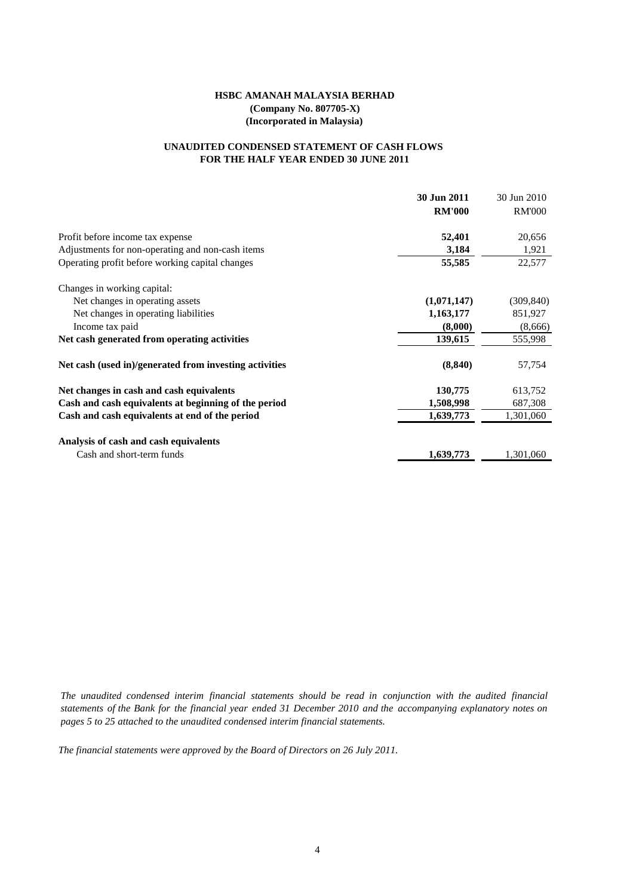**HSBC AMANAH MALAYSIA BERHAD**
**(Company No. 807705-X)**
**(Incorporated in Malaysia)**

**UNAUDITED CONDENSED STATEMENT OF CASH FLOWS**
**FOR THE HALF YEAR ENDED 30 JUNE 2011**

| | **30 Jun 2011** | 30 Jun 2010 |
|---|---|---|
| | **RM'000** | RM'000 |
| Profit before income tax expense | **52,401** | 20,656 |
| Adjustments for non-operating and non-cash items | **3,184** | 1,921 |
| Operating profit before working capital changes | **55,585** | 22,577 |
| Changes in working capital: | | |
| Net changes in operating assets | **(1,071,147)** | (309,840) |
| Net changes in operating liabilities | **1,163,177** | 851,927 |
| Income tax paid | **(8,000)** | (8,666) |
| **Net cash generated from operating activities** | **139,615** | 555,998 |
| **Net cash (used in)/generated from investing activities** | **(8,840)** | 57,754 |
| **Net changes in cash and cash equivalents** | **130,775** | 613,752 |
| **Cash and cash equivalents at beginning of the period** | **1,508,998** | 687,308 |
| **Cash and cash equivalents at end of the period** | **1,639,773** | 1,301,060 |
| **Analysis of cash and cash equivalents** | | |
| Cash and short-term funds | **1,639,773** | 1,301,060 |

*The unaudited condensed interim financial statements should be read in conjunction with the audited financial statements of the Bank for the financial year ended 31 December 2010 and the accompanying explanatory notes on pages 5 to 25 attached to the unaudited condensed interim financial statements.*

*The financial statements were approved by the Board of Directors on 26 July 2011.*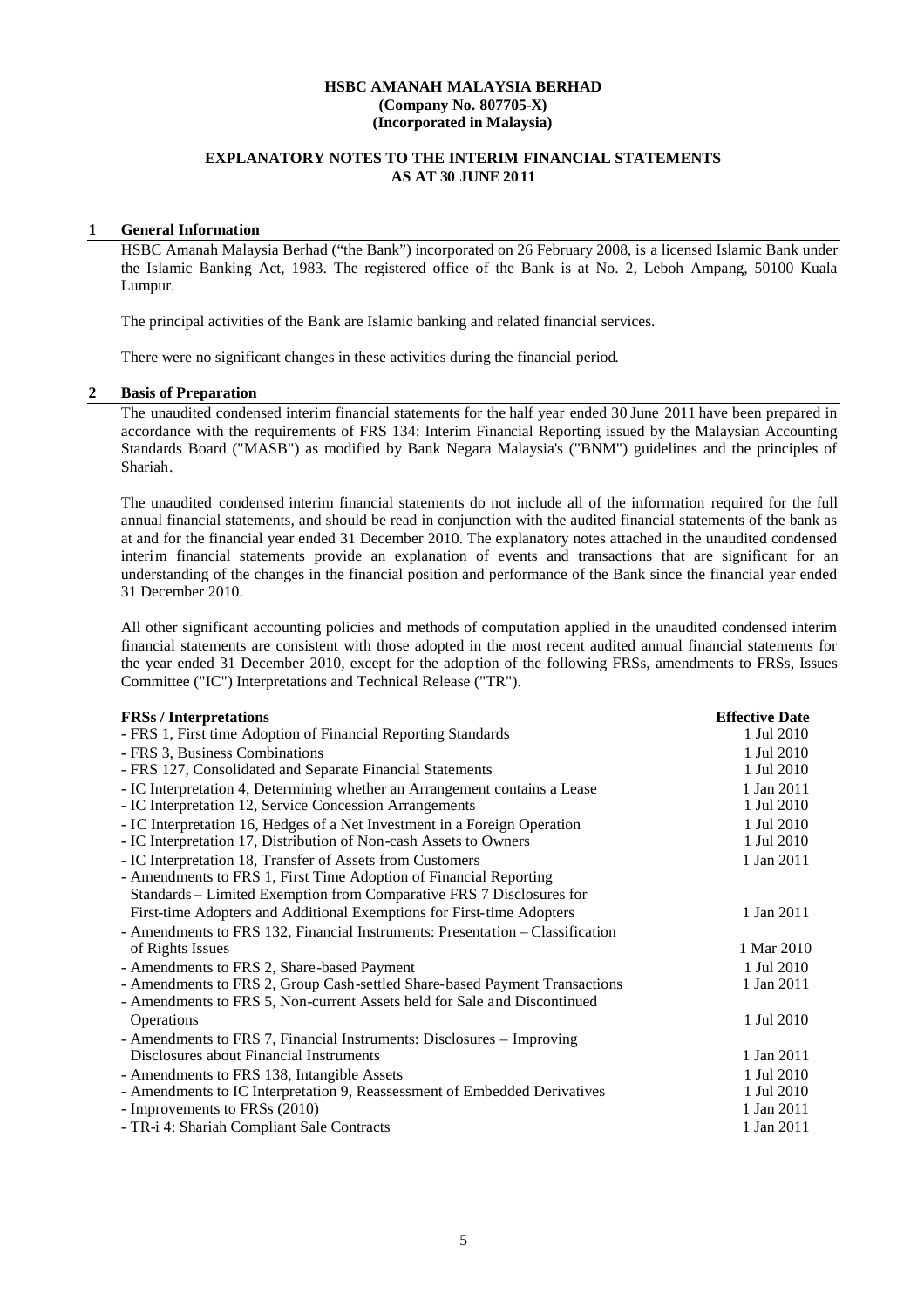**HSBC AMANAH MALAYSIA BERHAD**
**(Company No. 807705-X)**
**(Incorporated in Malaysia)**

**EXPLANATORY NOTES TO THE INTERIM FINANCIAL STATEMENTS**
**AS AT 30 JUNE 2011**

## 1 General Information

HSBC Amanah Malaysia Berhad ("the Bank") incorporated on 26 February 2008, is a licensed Islamic Bank under the Islamic Banking Act, 1983. The registered office of the Bank is at No. 2, Leboh Ampang, 50100 Kuala Lumpur.

The principal activities of the Bank are Islamic banking and related financial services.

There were no significant changes in these activities during the financial period.

## 2 Basis of Preparation

The unaudited condensed interim financial statements for the half year ended 30 June 2011 have been prepared in accordance with the requirements of FRS 134: Interim Financial Reporting issued by the Malaysian Accounting Standards Board ("MASB") as modified by Bank Negara Malaysia's ("BNM") guidelines and the principles of Shariah.

The unaudited condensed interim financial statements do not include all of the information required for the full annual financial statements, and should be read in conjunction with the audited financial statements of the bank as at and for the financial year ended 31 December 2010. The explanatory notes attached in the unaudited condensed interim financial statements provide an explanation of events and transactions that are significant for an understanding of the changes in the financial position and performance of the Bank since the financial year ended 31 December 2010.

All other significant accounting policies and methods of computation applied in the unaudited condensed interim financial statements are consistent with those adopted in the most recent audited annual financial statements for the year ended 31 December 2010, except for the adoption of the following FRSs, amendments to FRSs, Issues Committee ("IC") Interpretations and Technical Release ("TR").

| **FRSs / Interpretations** | **Effective Date** |
|---|---|
| - FRS 1, First time Adoption of Financial Reporting Standards | 1 Jul 2010 |
| - FRS 3, Business Combinations | 1 Jul 2010 |
| - FRS 127, Consolidated and Separate Financial Statements | 1 Jul 2010 |
| - IC Interpretation 4, Determining whether an Arrangement contains a Lease | 1 Jan 2011 |
| - IC Interpretation 12, Service Concession Arrangements | 1 Jul 2010 |
| - IC Interpretation 16, Hedges of a Net Investment in a Foreign Operation | 1 Jul 2010 |
| - IC Interpretation 17, Distribution of Non-cash Assets to Owners | 1 Jul 2010 |
| - IC Interpretation 18, Transfer of Assets from Customers | 1 Jan 2011 |
| - Amendments to FRS 1, First Time Adoption of Financial Reporting Standards – Limited Exemption from Comparative FRS 7 Disclosures for First-time Adopters and Additional Exemptions for First-time Adopters | 1 Jan 2011 |
| - Amendments to FRS 132, Financial Instruments: Presentation – Classification of Rights Issues | 1 Mar 2010 |
| - Amendments to FRS 2, Share-based Payment | 1 Jul 2010 |
| - Amendments to FRS 2, Group Cash-settled Share-based Payment Transactions | 1 Jan 2011 |
| - Amendments to FRS 5, Non-current Assets held for Sale and Discontinued Operations | 1 Jul 2010 |
| - Amendments to FRS 7, Financial Instruments: Disclosures – Improving Disclosures about Financial Instruments | 1 Jan 2011 |
| - Amendments to FRS 138, Intangible Assets | 1 Jul 2010 |
| - Amendments to IC Interpretation 9, Reassessment of Embedded Derivatives | 1 Jul 2010 |
| - Improvements to FRSs (2010) | 1 Jan 2011 |
| - TR-i 4: Shariah Compliant Sale Contracts | 1 Jan 2011 |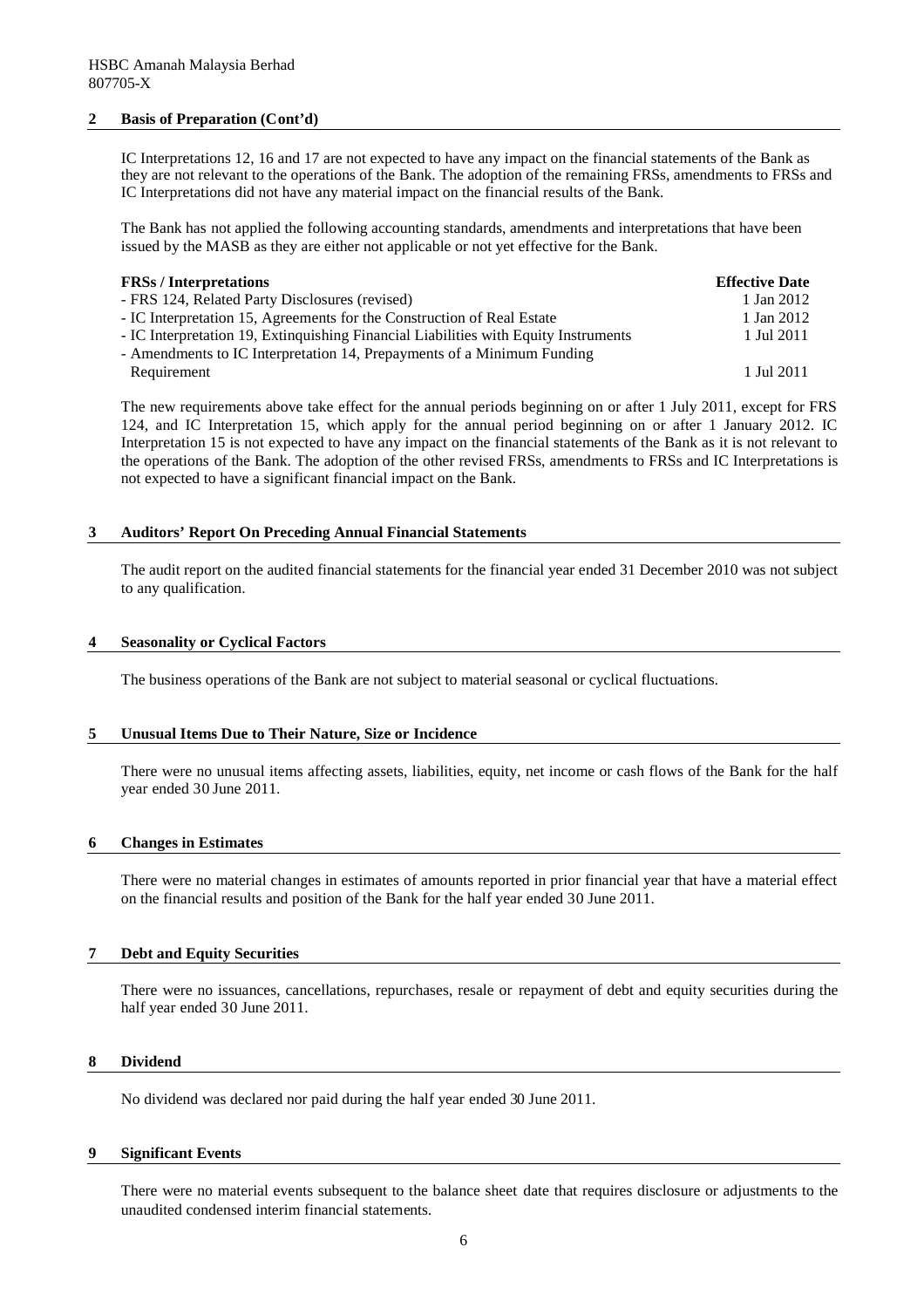## 2 Basis of Preparation (Cont'd)

IC Interpretations 12, 16 and 17 are not expected to have any impact on the financial statements of the Bank as they are not relevant to the operations of the Bank. The adoption of the remaining FRSs, amendments to FRSs and IC Interpretations did not have any material impact on the financial results of the Bank.

The Bank has not applied the following accounting standards, amendments and interpretations that have been issued by the MASB as they are either not applicable or not yet effective for the Bank.

| FRSs / Interpretations | Effective Date |
|---|---|
| - FRS 124, Related Party Disclosures (revised) | 1 Jan 2012 |
| - IC Interpretation 15, Agreements for the Construction of Real Estate | 1 Jan 2012 |
| - IC Interpretation 19, Extinquishing Financial Liabilities with Equity Instruments | 1 Jul 2011 |
| - Amendments to IC Interpretation 14, Prepayments of a Minimum Funding Requirement | 1 Jul 2011 |

The new requirements above take effect for the annual periods beginning on or after 1 July 2011, except for FRS 124, and IC Interpretation 15, which apply for the annual period beginning on or after 1 January 2012. IC Interpretation 15 is not expected to have any impact on the financial statements of the Bank as it is not relevant to the operations of the Bank. The adoption of the other revised FRSs, amendments to FRSs and IC Interpretations is not expected to have a significant financial impact on the Bank.

## 3 Auditors' Report On Preceding Annual Financial Statements

The audit report on the audited financial statements for the financial year ended 31 December 2010 was not subject to any qualification.

## 4 Seasonality or Cyclical Factors

The business operations of the Bank are not subject to material seasonal or cyclical fluctuations.

## 5 Unusual Items Due to Their Nature, Size or Incidence

There were no unusual items affecting assets, liabilities, equity, net income or cash flows of the Bank for the half year ended 30 June 2011.

## 6 Changes in Estimates

There were no material changes in estimates of amounts reported in prior financial year that have a material effect on the financial results and position of the Bank for the half year ended 30 June 2011.

## 7 Debt and Equity Securities

There were no issuances, cancellations, repurchases, resale or repayment of debt and equity securities during the half year ended 30 June 2011.

## 8 Dividend

No dividend was declared nor paid during the half year ended 30 June 2011.

## 9 Significant Events

There were no material events subsequent to the balance sheet date that requires disclosure or adjustments to the unaudited condensed interim financial statements.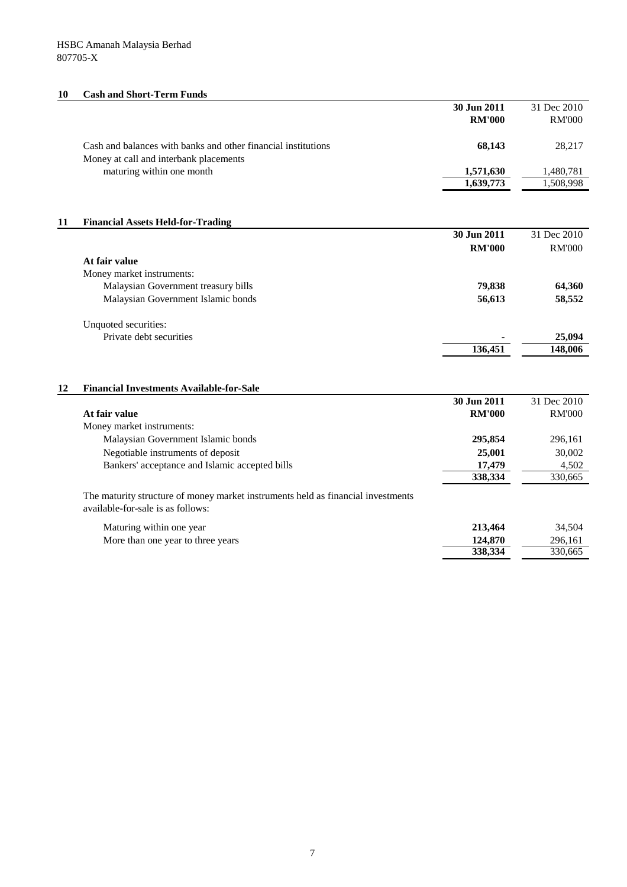HSBC Amanah Malaysia Berhad
807705-X

## 10 Cash and Short-Term Funds

| | 30 Jun 2011 RM'000 | 31 Dec 2010 RM'000 |
|---|---|---|
| Cash and balances with banks and other financial institutions | **68,143** | 28,217 |
| Money at call and interbank placements maturing within one month | **1,571,630** | 1,480,781 |
| | **1,639,773** | 1,508,998 |

## 11 Financial Assets Held-for-Trading

| | 30 Jun 2011 RM'000 | 31 Dec 2010 RM'000 |
|---|---|---|
| **At fair value** | | |
| Money market instruments: | | |
| Malaysian Government treasury bills | **79,838** | **64,360** |
| Malaysian Government Islamic bonds | **56,613** | **58,552** |
| Unquoted securities: | | |
| Private debt securities | **-** | **25,094** |
| | **136,451** | **148,006** |

## 12 Financial Investments Available-for-Sale

| | 30 Jun 2011 RM'000 | 31 Dec 2010 RM'000 |
|---|---|---|
| **At fair value** | | |
| Money market instruments: | | |
| Malaysian Government Islamic bonds | **295,854** | 296,161 |
| Negotiable instruments of deposit | **25,001** | 30,002 |
| Bankers' acceptance and Islamic accepted bills | **17,479** | 4,502 |
| | **338,334** | 330,665 |

The maturity structure of money market instruments held as financial investments available-for-sale is as follows:

| | 30 Jun 2011 RM'000 | 31 Dec 2010 RM'000 |
|---|---|---|
| Maturing within one year | **213,464** | 34,504 |
| More than one year to three years | **124,870** | 296,161 |
| | **338,334** | 330,665 |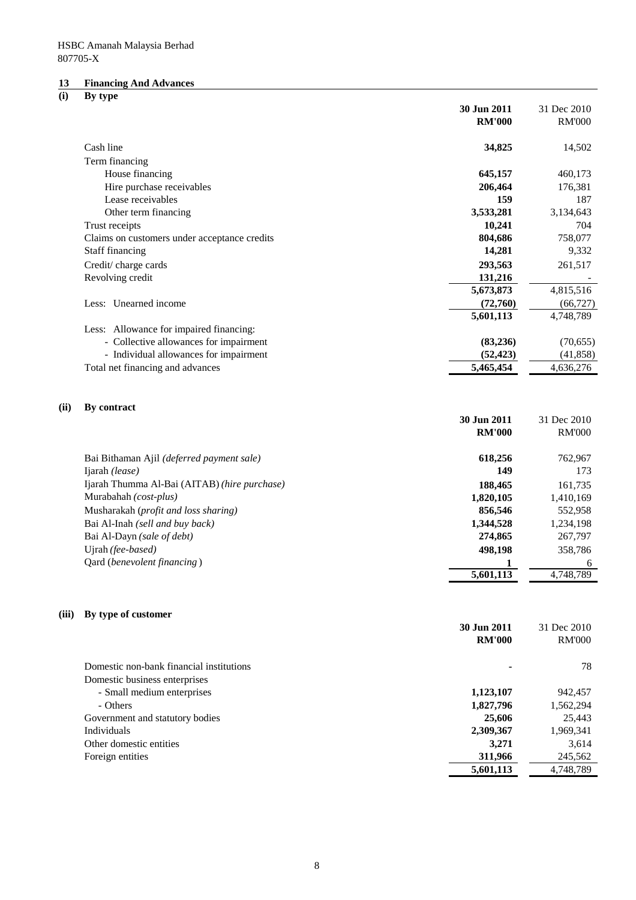HSBC Amanah Malaysia Berhad
807705-X

## 13 Financing And Advances

### (i) By type

| | 30 Jun 2011 RM'000 | 31 Dec 2010 RM'000 |
|---|---|---|
| Cash line | 34,825 | 14,502 |
| Term financing | | |
| House financing | 645,157 | 460,173 |
| Hire purchase receivables | 206,464 | 176,381 |
| Lease receivables | 159 | 187 |
| Other term financing | 3,533,281 | 3,134,643 |
| Trust receipts | 10,241 | 704 |
| Claims on customers under acceptance credits | 804,686 | 758,077 |
| Staff financing | 14,281 | 9,332 |
| Credit/ charge cards | 293,563 | 261,517 |
| Revolving credit | 131,216 | - |
| | 5,673,873 | 4,815,516 |
| Less: Unearned income | (72,760) | (66,727) |
| | 5,601,113 | 4,748,789 |
| Less: Allowance for impaired financing: | | |
| - Collective allowances for impairment | (83,236) | (70,655) |
| - Individual allowances for impairment | (52,423) | (41,858) |
| Total net financing and advances | 5,465,454 | 4,636,276 |

### (ii) By contract

| | 30 Jun 2011 RM'000 | 31 Dec 2010 RM'000 |
|---|---|---|
| Bai Bithaman Ajil *(deferred payment sale)* | 618,256 | 762,967 |
| Ijarah *(lease)* | 149 | 173 |
| Ijarah Thumma Al-Bai (AITAB) *(hire purchase)* | 188,465 | 161,735 |
| Murabahah *(cost-plus)* | 1,820,105 | 1,410,169 |
| Musharakah (*profit and loss sharing)* | 856,546 | 552,958 |
| Bai Al-Inah *(sell and buy back)* | 1,344,528 | 1,234,198 |
| Bai Al-Dayn *(sale of debt)* | 274,865 | 267,797 |
| Ujrah *(fee-based)* | 498,198 | 358,786 |
| Qard (*benevolent financing*) | 1 | 6 |
| | 5,601,113 | 4,748,789 |

### (iii) By type of customer

| | 30 Jun 2011 RM'000 | 31 Dec 2010 RM'000 |
|---|---|---|
| Domestic non-bank financial institutions | - | 78 |
| Domestic business enterprises | | |
| - Small medium enterprises | 1,123,107 | 942,457 |
| - Others | 1,827,796 | 1,562,294 |
| Government and statutory bodies | 25,606 | 25,443 |
| Individuals | 2,309,367 | 1,969,341 |
| Other domestic entities | 3,271 | 3,614 |
| Foreign entities | 311,966 | 245,562 |
| | 5,601,113 | 4,748,789 |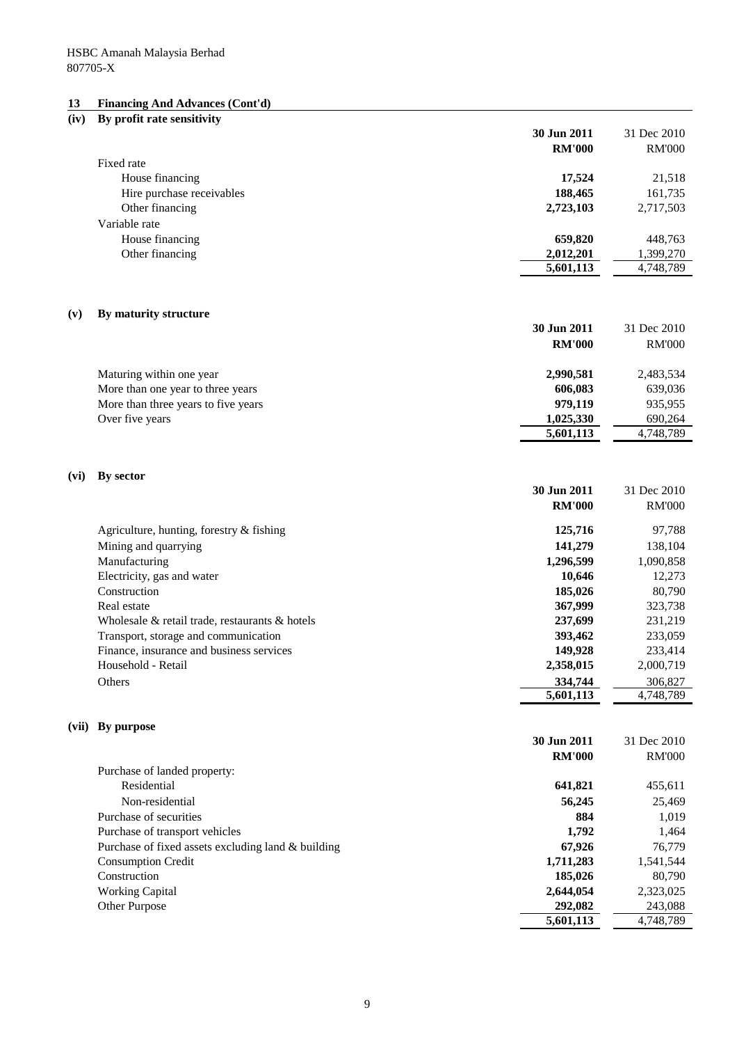HSBC Amanah Malaysia Berhad
807705-X

## 13 Financing And Advances (Cont'd)

### (iv) By profit rate sensitivity

| | 30 Jun 2011 | 31 Dec 2010 |
|---|---|---|
| | RM'000 | RM'000 |
| Fixed rate | | |
| House financing | 17,524 | 21,518 |
| Hire purchase receivables | 188,465 | 161,735 |
| Other financing | 2,723,103 | 2,717,503 |
| Variable rate | | |
| House financing | 659,820 | 448,763 |
| Other financing | 2,012,201 | 1,399,270 |
| | 5,601,113 | 4,748,789 |

### (v) By maturity structure

| | 30 Jun 2011 | 31 Dec 2010 |
|---|---|---|
| | RM'000 | RM'000 |
| Maturing within one year | 2,990,581 | 2,483,534 |
| More than one year to three years | 606,083 | 639,036 |
| More than three years to five years | 979,119 | 935,955 |
| Over five years | 1,025,330 | 690,264 |
| | 5,601,113 | 4,748,789 |

### (vi) By sector

| | 30 Jun 2011 | 31 Dec 2010 |
|---|---|---|
| | RM'000 | RM'000 |
| Agriculture, hunting, forestry & fishing | 125,716 | 97,788 |
| Mining and quarrying | 141,279 | 138,104 |
| Manufacturing | 1,296,599 | 1,090,858 |
| Electricity, gas and water | 10,646 | 12,273 |
| Construction | 185,026 | 80,790 |
| Real estate | 367,999 | 323,738 |
| Wholesale & retail trade, restaurants & hotels | 237,699 | 231,219 |
| Transport, storage and communication | 393,462 | 233,059 |
| Finance, insurance and business services | 149,928 | 233,414 |
| Household - Retail | 2,358,015 | 2,000,719 |
| Others | 334,744 | 306,827 |
| | 5,601,113 | 4,748,789 |

### (vii) By purpose

| | 30 Jun 2011 | 31 Dec 2010 |
|---|---|---|
| | RM'000 | RM'000 |
| Purchase of landed property: | | |
| Residential | 641,821 | 455,611 |
| Non-residential | 56,245 | 25,469 |
| Purchase of securities | 884 | 1,019 |
| Purchase of transport vehicles | 1,792 | 1,464 |
| Purchase of fixed assets excluding land & building | 67,926 | 76,779 |
| Consumption Credit | 1,711,283 | 1,541,544 |
| Construction | 185,026 | 80,790 |
| Working Capital | 2,644,054 | 2,323,025 |
| Other Purpose | 292,082 | 243,088 |
| | 5,601,113 | 4,748,789 |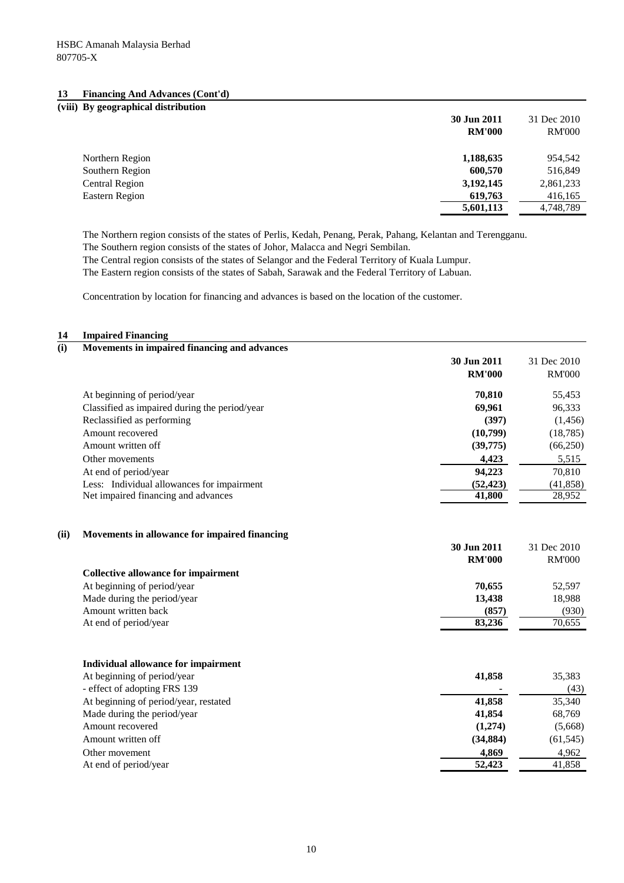HSBC Amanah Malaysia Berhad
807705-X

## 13 Financing And Advances (Cont'd)

### (viii) By geographical distribution

| | 30 Jun 2011 RM'000 | 31 Dec 2010 RM'000 |
|---|---|---|
| Northern Region | 1,188,635 | 954,542 |
| Southern Region | 600,570 | 516,849 |
| Central Region | 3,192,145 | 2,861,233 |
| Eastern Region | 619,763 | 416,165 |
| | 5,601,113 | 4,748,789 |

The Northern region consists of the states of Perlis, Kedah, Penang, Perak, Pahang, Kelantan and Terengganu.
The Southern region consists of the states of Johor, Malacca and Negri Sembilan.
The Central region consists of the states of Selangor and the Federal Territory of Kuala Lumpur.
The Eastern region consists of the states of Sabah, Sarawak and the Federal Territory of Labuan.

Concentration by location for financing and advances is based on the location of the customer.

## 14 Impaired Financing

### (i) Movements in impaired financing and advances

| | 30 Jun 2011 RM'000 | 31 Dec 2010 RM'000 |
|---|---|---|
| At beginning of period/year | 70,810 | 55,453 |
| Classified as impaired during the period/year | 69,961 | 96,333 |
| Reclassified as performing | (397) | (1,456) |
| Amount recovered | (10,799) | (18,785) |
| Amount written off | (39,775) | (66,250) |
| Other movements | 4,423 | 5,515 |
| At end of period/year | 94,223 | 70,810 |
| Less: Individual allowances for impairment | (52,423) | (41,858) |
| Net impaired financing and advances | 41,800 | 28,952 |

### (ii) Movements in allowance for impaired financing

| | 30 Jun 2011 RM'000 | 31 Dec 2010 RM'000 |
|---|---|---|
| **Collective allowance for impairment** | | |
| At beginning of period/year | 70,655 | 52,597 |
| Made during the period/year | 13,438 | 18,988 |
| Amount written back | (857) | (930) |
| At end of period/year | 83,236 | 70,655 |
| | | |
| **Individual allowance for impairment** | | |
| At beginning of period/year | 41,858 | 35,383 |
| - effect of adopting FRS 139 | - | (43) |
| At beginning of period/year, restated | 41,858 | 35,340 |
| Made during the period/year | 41,854 | 68,769 |
| Amount recovered | (1,274) | (5,668) |
| Amount written off | (34,884) | (61,545) |
| Other movement | 4,869 | 4,962 |
| At end of period/year | 52,423 | 41,858 |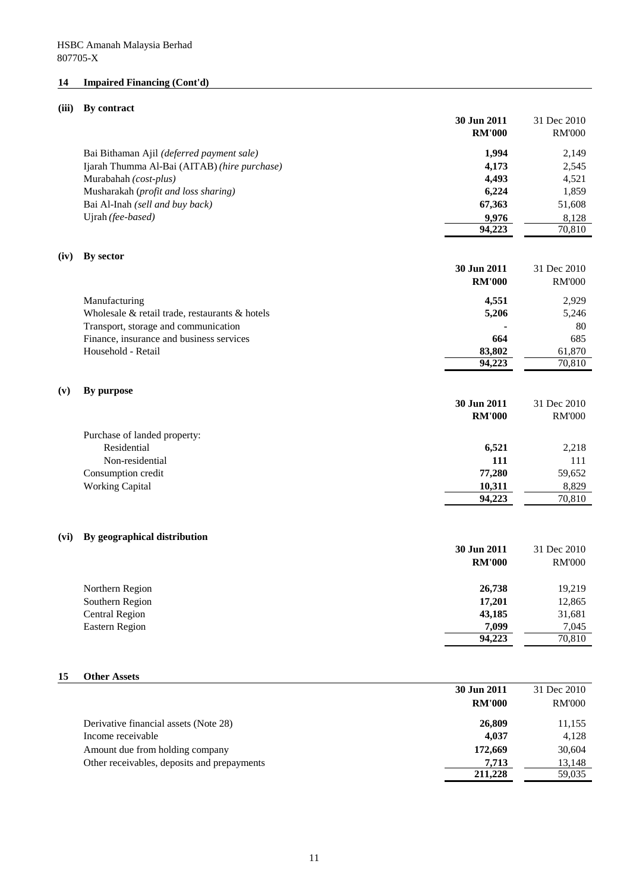HSBC Amanah Malaysia Berhad
807705-X

## 14 Impaired Financing (Cont'd)

### (iii) By contract

| | 30 Jun 2011 RM'000 | 31 Dec 2010 RM'000 |
|---|---|---|
| Bai Bithaman Ajil *(deferred payment sale)* | **1,994** | 2,149 |
| Ijarah Thumma Al-Bai (AITAB) *(hire purchase)* | **4,173** | 2,545 |
| Murabahah *(cost-plus)* | **4,493** | 4,521 |
| Musharakah (*profit and loss sharing)* | **6,224** | 1,859 |
| Bai Al-Inah *(sell and buy back)* | **67,363** | 51,608 |
| Ujrah *(fee-based)* | **9,976** | 8,128 |
| | **94,223** | 70,810 |

### (iv) By sector

| | 30 Jun 2011 RM'000 | 31 Dec 2010 RM'000 |
|---|---|---|
| Manufacturing | **4,551** | 2,929 |
| Wholesale & retail trade, restaurants & hotels | **5,206** | 5,246 |
| Transport, storage and communication | **-** | 80 |
| Finance, insurance and business services | **664** | 685 |
| Household - Retail | **83,802** | 61,870 |
| | **94,223** | 70,810 |

### (v) By purpose

| | 30 Jun 2011 RM'000 | 31 Dec 2010 RM'000 |
|---|---|---|
| Purchase of landed property: | | |
| Residential | **6,521** | 2,218 |
| Non-residential | **111** | 111 |
| Consumption credit | **77,280** | 59,652 |
| Working Capital | **10,311** | 8,829 |
| | **94,223** | 70,810 |

### (vi) By geographical distribution

| | 30 Jun 2011 RM'000 | 31 Dec 2010 RM'000 |
|---|---|---|
| Northern Region | **26,738** | 19,219 |
| Southern Region | **17,201** | 12,865 |
| Central Region | **43,185** | 31,681 |
| Eastern Region | **7,099** | 7,045 |
| | **94,223** | 70,810 |

## 15 Other Assets

| | 30 Jun 2011 RM'000 | 31 Dec 2010 RM'000 |
|---|---|---|
| Derivative financial assets (Note 28) | **26,809** | 11,155 |
| Income receivable | **4,037** | 4,128 |
| Amount due from holding company | **172,669** | 30,604 |
| Other receivables, deposits and prepayments | **7,713** | 13,148 |
| | **211,228** | 59,035 |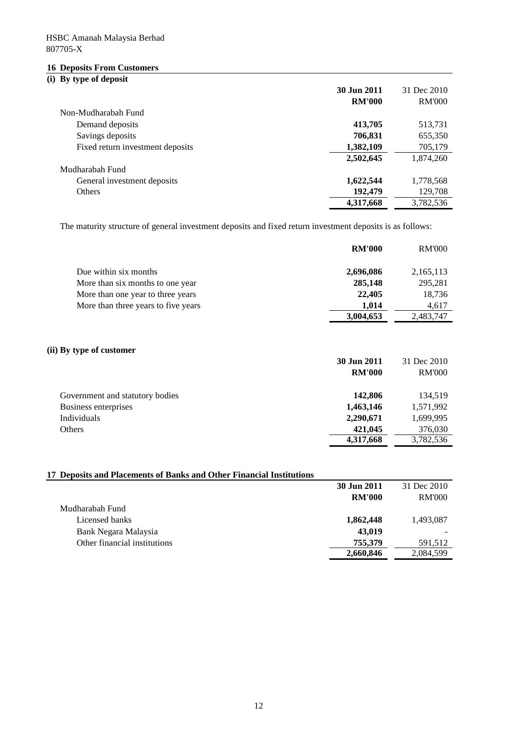HSBC Amanah Malaysia Berhad
807705-X

## 16 Deposits From Customers

### (i) By type of deposit

| | 30 Jun 2011 | 31 Dec 2010 |
|---|---|---|
| | **RM'000** | RM'000 |
| Non-Mudharabah Fund | | |
| Demand deposits | **413,705** | 513,731 |
| Savings deposits | **706,831** | 655,350 |
| Fixed return investment deposits | **1,382,109** | 705,179 |
| | **2,502,645** | 1,874,260 |
| Mudharabah Fund | | |
| General investment deposits | **1,622,544** | 1,778,568 |
| Others | **192,479** | 129,708 |
| | **4,317,668** | 3,782,536 |

The maturity structure of general investment deposits and fixed return investment deposits is as follows:

| | **RM'000** | RM'000 |
|---|---|---|
| Due within six months | **2,696,086** | 2,165,113 |
| More than six months to one year | **285,148** | 295,281 |
| More than one year to three years | **22,405** | 18,736 |
| More than three years to five years | **1,014** | 4,617 |
| | **3,004,653** | 2,483,747 |

### (ii) By type of customer

| | 30 Jun 2011 | 31 Dec 2010 |
|---|---|---|
| | **RM'000** | RM'000 |
| Government and statutory bodies | **142,806** | 134,519 |
| Business enterprises | **1,463,146** | 1,571,992 |
| Individuals | **2,290,671** | 1,699,995 |
| Others | **421,045** | 376,030 |
| | **4,317,668** | 3,782,536 |

## 17 Deposits and Placements of Banks and Other Financial Institutions

| | 30 Jun 2011 | 31 Dec 2010 |
|---|---|---|
| | **RM'000** | RM'000 |
| Mudharabah Fund | | |
| Licensed banks | **1,862,448** | 1,493,087 |
| Bank Negara Malaysia | **43,019** | - |
| Other financial institutions | **755,379** | 591,512 |
| | **2,660,846** | 2,084,599 |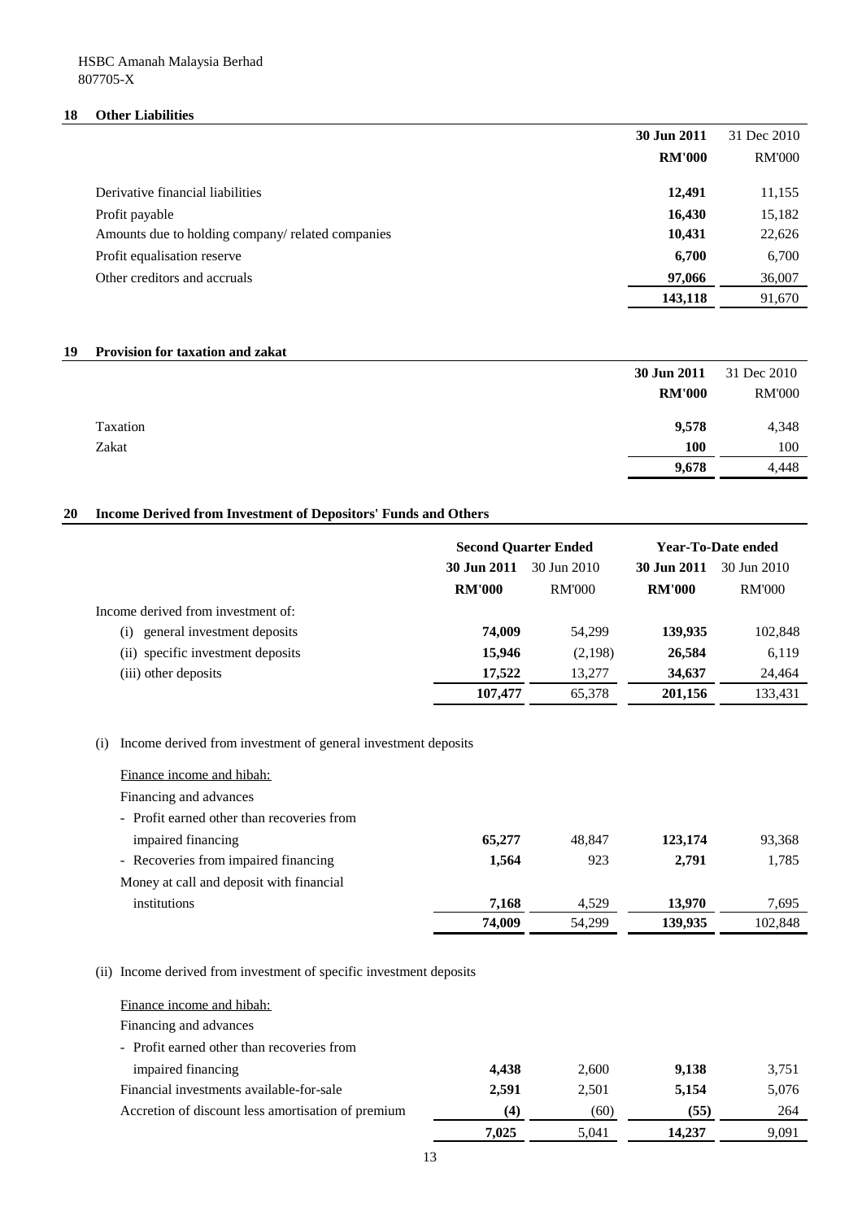HSBC Amanah Malaysia Berhad
807705-X

## 18 Other Liabilities

| | 30 Jun 2011 | 31 Dec 2010 |
|---|---|---|
| | RM'000 | RM'000 |
| Derivative financial liabilities | 12,491 | 11,155 |
| Profit payable | 16,430 | 15,182 |
| Amounts due to holding company/ related companies | 10,431 | 22,626 |
| Profit equalisation reserve | 6,700 | 6,700 |
| Other creditors and accruals | 97,066 | 36,007 |
| | 143,118 | 91,670 |

## 19 Provision for taxation and zakat

| | 30 Jun 2011 | 31 Dec 2010 |
|---|---|---|
| | RM'000 | RM'000 |
| Taxation | 9,578 | 4,348 |
| Zakat | 100 | 100 |
| | 9,678 | 4,448 |

## 20 Income Derived from Investment of Depositors' Funds and Others

| | Second Quarter Ended | | Year-To-Date ended | |
|---|---|---|---|---|
| | 30 Jun 2011 | 30 Jun 2010 | 30 Jun 2011 | 30 Jun 2010 |
| | RM'000 | RM'000 | RM'000 | RM'000 |
| Income derived from investment of: | | | | |
| (i) general investment deposits | 74,009 | 54,299 | 139,935 | 102,848 |
| (ii) specific investment deposits | 15,946 | (2,198) | 26,584 | 6,119 |
| (iii) other deposits | 17,522 | 13,277 | 34,637 | 24,464 |
| | 107,477 | 65,378 | 201,156 | 133,431 |

(i) Income derived from investment of general investment deposits

| | | | | |
|---|---|---|---|---|
| Finance income and hibah: | | | | |
| Financing and advances | | | | |
| - Profit earned other than recoveries from impaired financing | 65,277 | 48,847 | 123,174 | 93,368 |
| - Recoveries from impaired financing | 1,564 | 923 | 2,791 | 1,785 |
| Money at call and deposit with financial institutions | 7,168 | 4,529 | 13,970 | 7,695 |
| | 74,009 | 54,299 | 139,935 | 102,848 |

(ii) Income derived from investment of specific investment deposits

| | | | | |
|---|---|---|---|---|
| Finance income and hibah: | | | | |
| Financing and advances | | | | |
| - Profit earned other than recoveries from impaired financing | 4,438 | 2,600 | 9,138 | 3,751 |
| Financial investments available-for-sale | 2,591 | 2,501 | 5,154 | 5,076 |
| Accretion of discount less amortisation of premium | (4) | (60) | (55) | 264 |
| | 7,025 | 5,041 | 14,237 | 9,091 |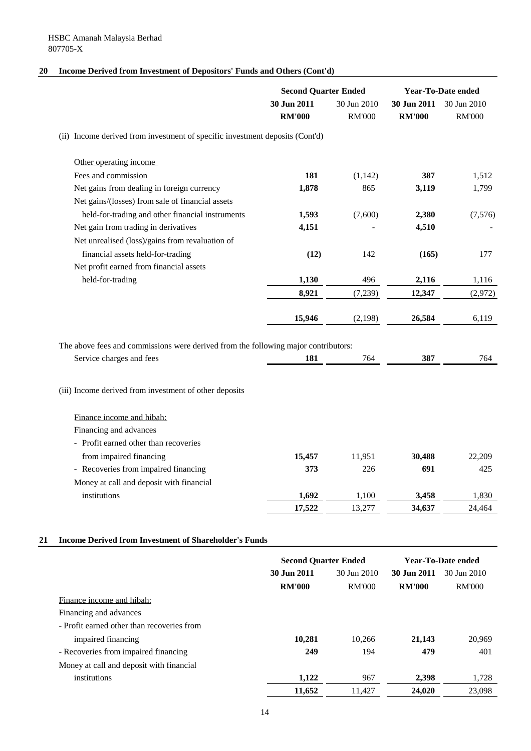HSBC Amanah Malaysia Berhad
807705-X

## 20 Income Derived from Investment of Depositors' Funds and Others (Cont'd)

| | Second Quarter Ended | | Year-To-Date ended | |
|---|---|---|---|---|
| | **30 Jun 2011** | 30 Jun 2010 | **30 Jun 2011** | 30 Jun 2010 |
| | **RM'000** | RM'000 | **RM'000** | RM'000 |
| (ii) Income derived from investment of specific investment deposits (Cont'd) | | | | |
| Other operating income | | | | |
| Fees and commission | **181** | (1,142) | **387** | 1,512 |
| Net gains from dealing in foreign currency | **1,878** | 865 | **3,119** | 1,799 |
| Net gains/(losses) from sale of financial assets held-for-trading and other financial instruments | **1,593** | (7,600) | **2,380** | (7,576) |
| Net gain from trading in derivatives | **4,151** | - | **4,510** | - |
| Net unrealised (loss)/gains from revaluation of financial assets held-for-trading | **(12)** | 142 | **(165)** | 177 |
| Net profit earned from financial assets held-for-trading | **1,130** | 496 | **2,116** | 1,116 |
| | **8,921** | (7,239) | **12,347** | (2,972) |
| | **15,946** | (2,198) | **26,584** | 6,119 |
| The above fees and commissions were derived from the following major contributors: | | | | |
| Service charges and fees | **181** | 764 | **387** | 764 |
| (iii) Income derived from investment of other deposits | | | | |
| Finance income and hibah: | | | | |
| Financing and advances | | | | |
| - Profit earned other than recoveries from impaired financing | **15,457** | 11,951 | **30,488** | 22,209 |
| - Recoveries from impaired financing | **373** | 226 | **691** | 425 |
| Money at call and deposit with financial institutions | **1,692** | 1,100 | **3,458** | 1,830 |
| | **17,522** | 13,277 | **34,637** | 24,464 |

## 21 Income Derived from Investment of Shareholder's Funds

| | Second Quarter Ended | | Year-To-Date ended | |
|---|---|---|---|---|
| | **30 Jun 2011** | 30 Jun 2010 | **30 Jun 2011** | 30 Jun 2010 |
| | **RM'000** | RM'000 | **RM'000** | RM'000 |
| Finance income and hibah: | | | | |
| Financing and advances | | | | |
| - Profit earned other than recoveries from impaired financing | **10,281** | 10,266 | **21,143** | 20,969 |
| - Recoveries from impaired financing | **249** | 194 | **479** | 401 |
| Money at call and deposit with financial institutions | **1,122** | 967 | **2,398** | 1,728 |
| | **11,652** | 11,427 | **24,020** | 23,098 |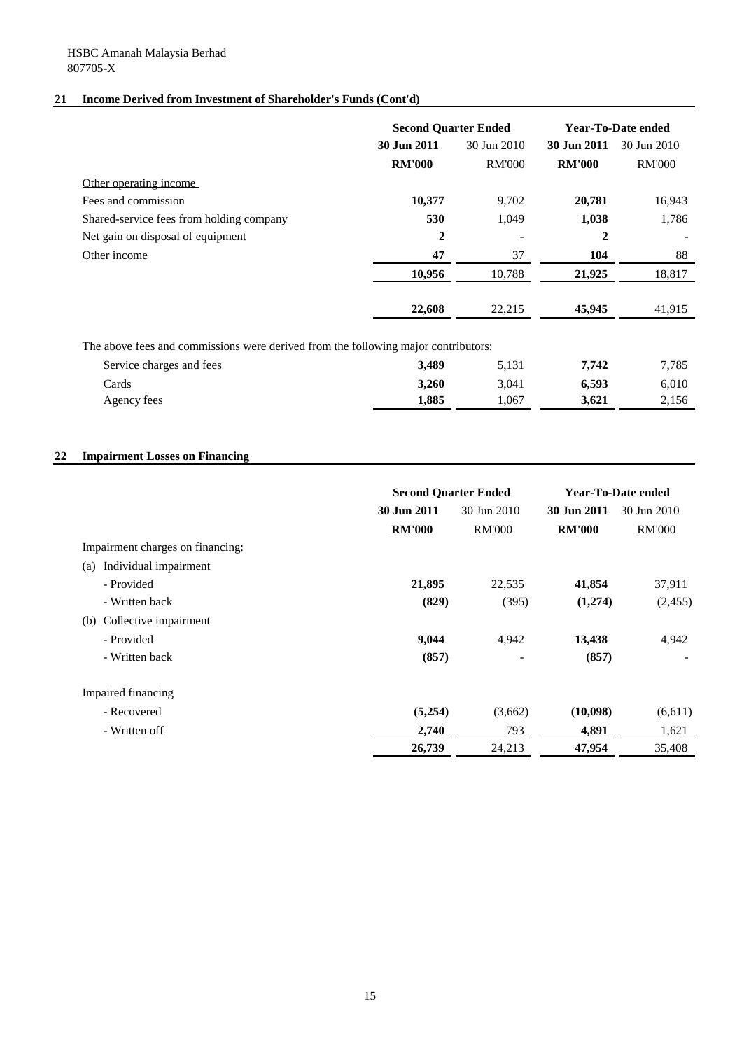HSBC Amanah Malaysia Berhad
807705-X

## 21 Income Derived from Investment of Shareholder's Funds (Cont'd)

| | Second Quarter Ended | | Year-To-Date ended | |
|---|---|---|---|---|
| | **30 Jun 2011** | 30 Jun 2010 | **30 Jun 2011** | 30 Jun 2010 |
| | **RM'000** | RM'000 | **RM'000** | RM'000 |
| Other operating income | | | | |
| Fees and commission | **10,377** | 9,702 | **20,781** | 16,943 |
| Shared-service fees from holding company | **530** | 1,049 | **1,038** | 1,786 |
| Net gain on disposal of equipment | **2** | - | **2** | - |
| Other income | **47** | 37 | **104** | 88 |
| | **10,956** | 10,788 | **21,925** | 18,817 |
| | **22,608** | 22,215 | **45,945** | 41,915 |

The above fees and commissions were derived from the following major contributors:

| | | | | |
|---|---|---|---|---|
| Service charges and fees | **3,489** | 5,131 | **7,742** | 7,785 |
| Cards | **3,260** | 3,041 | **6,593** | 6,010 |
| Agency fees | **1,885** | 1,067 | **3,621** | 2,156 |

## 22 Impairment Losses on Financing

| | Second Quarter Ended | | Year-To-Date ended | |
|---|---|---|---|---|
| | **30 Jun 2011** | 30 Jun 2010 | **30 Jun 2011** | 30 Jun 2010 |
| | **RM'000** | RM'000 | **RM'000** | RM'000 |
| Impairment charges on financing: | | | | |
| (a) Individual impairment | | | | |
| - Provided | **21,895** | 22,535 | **41,854** | 37,911 |
| - Written back | **(829)** | (395) | **(1,274)** | (2,455) |
| (b) Collective impairment | | | | |
| - Provided | **9,044** | 4,942 | **13,438** | 4,942 |
| - Written back | **(857)** | - | **(857)** | - |
| Impaired financing | | | | |
| - Recovered | **(5,254)** | (3,662) | **(10,098)** | (6,611) |
| - Written off | **2,740** | 793 | **4,891** | 1,621 |
| | **26,739** | 24,213 | **47,954** | 35,408 |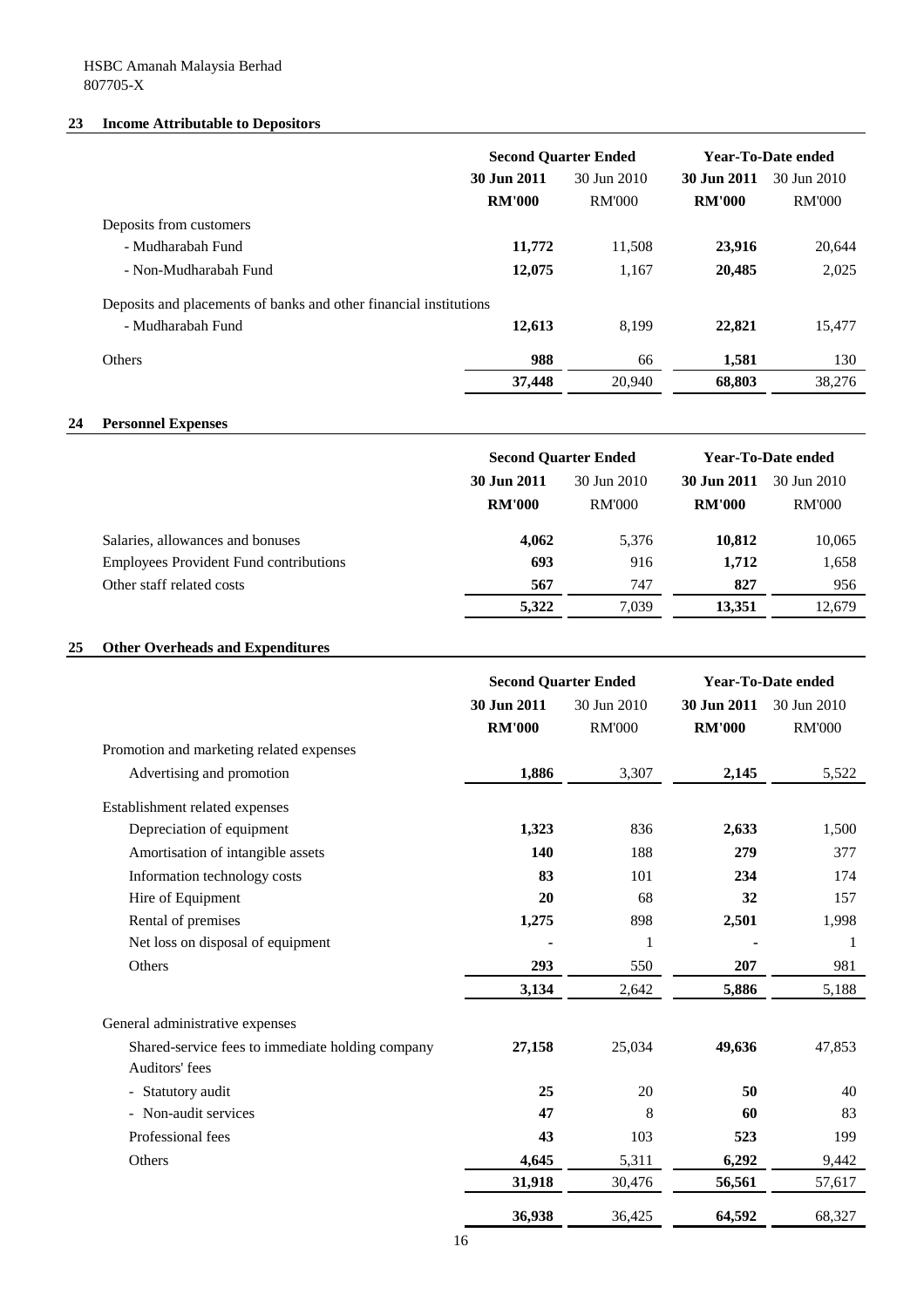HSBC Amanah Malaysia Berhad
807705-X

## 23 Income Attributable to Depositors

| | Second Quarter Ended | | Year-To-Date ended | |
|---|---|---|---|---|
| | **30 Jun 2011** | 30 Jun 2010 | **30 Jun 2011** | 30 Jun 2010 |
| | **RM'000** | RM'000 | **RM'000** | RM'000 |
| Deposits from customers | | | | |
| - Mudharabah Fund | **11,772** | 11,508 | **23,916** | 20,644 |
| - Non-Mudharabah Fund | **12,075** | 1,167 | **20,485** | 2,025 |
| Deposits and placements of banks and other financial institutions | | | | |
| - Mudharabah Fund | **12,613** | 8,199 | **22,821** | 15,477 |
| Others | **988** | 66 | **1,581** | 130 |
| | **37,448** | 20,940 | **68,803** | 38,276 |

## 24 Personnel Expenses

| | Second Quarter Ended | | Year-To-Date ended | |
|---|---|---|---|---|
| | **30 Jun 2011** | 30 Jun 2010 | **30 Jun 2011** | 30 Jun 2010 |
| | **RM'000** | RM'000 | **RM'000** | RM'000 |
| Salaries, allowances and bonuses | **4,062** | 5,376 | **10,812** | 10,065 |
| Employees Provident Fund contributions | **693** | 916 | **1,712** | 1,658 |
| Other staff related costs | **567** | 747 | **827** | 956 |
| | **5,322** | 7,039 | **13,351** | 12,679 |

## 25 Other Overheads and Expenditures

| | Second Quarter Ended | | Year-To-Date ended | |
|---|---|---|---|---|
| | **30 Jun 2011** | 30 Jun 2010 | **30 Jun 2011** | 30 Jun 2010 |
| | **RM'000** | RM'000 | **RM'000** | RM'000 |
| Promotion and marketing related expenses | | | | |
| Advertising and promotion | **1,886** | 3,307 | **2,145** | 5,522 |
| Establishment related expenses | | | | |
| Depreciation of equipment | **1,323** | 836 | **2,633** | 1,500 |
| Amortisation of intangible assets | **140** | 188 | **279** | 377 |
| Information technology costs | **83** | 101 | **234** | 174 |
| Hire of Equipment | **20** | 68 | **32** | 157 |
| Rental of premises | **1,275** | 898 | **2,501** | 1,998 |
| Net loss on disposal of equipment | **-** | 1 | **-** | 1 |
| Others | **293** | 550 | **207** | 981 |
| | **3,134** | 2,642 | **5,886** | 5,188 |
| General administrative expenses | | | | |
| Shared-service fees to immediate holding company | **27,158** | 25,034 | **49,636** | 47,853 |
| Auditors' fees | | | | |
| - Statutory audit | **25** | 20 | **50** | 40 |
| - Non-audit services | **47** | 8 | **60** | 83 |
| Professional fees | **43** | 103 | **523** | 199 |
| Others | **4,645** | 5,311 | **6,292** | 9,442 |
| | **31,918** | 30,476 | **56,561** | 57,617 |
| | **36,938** | 36,425 | **64,592** | 68,327 |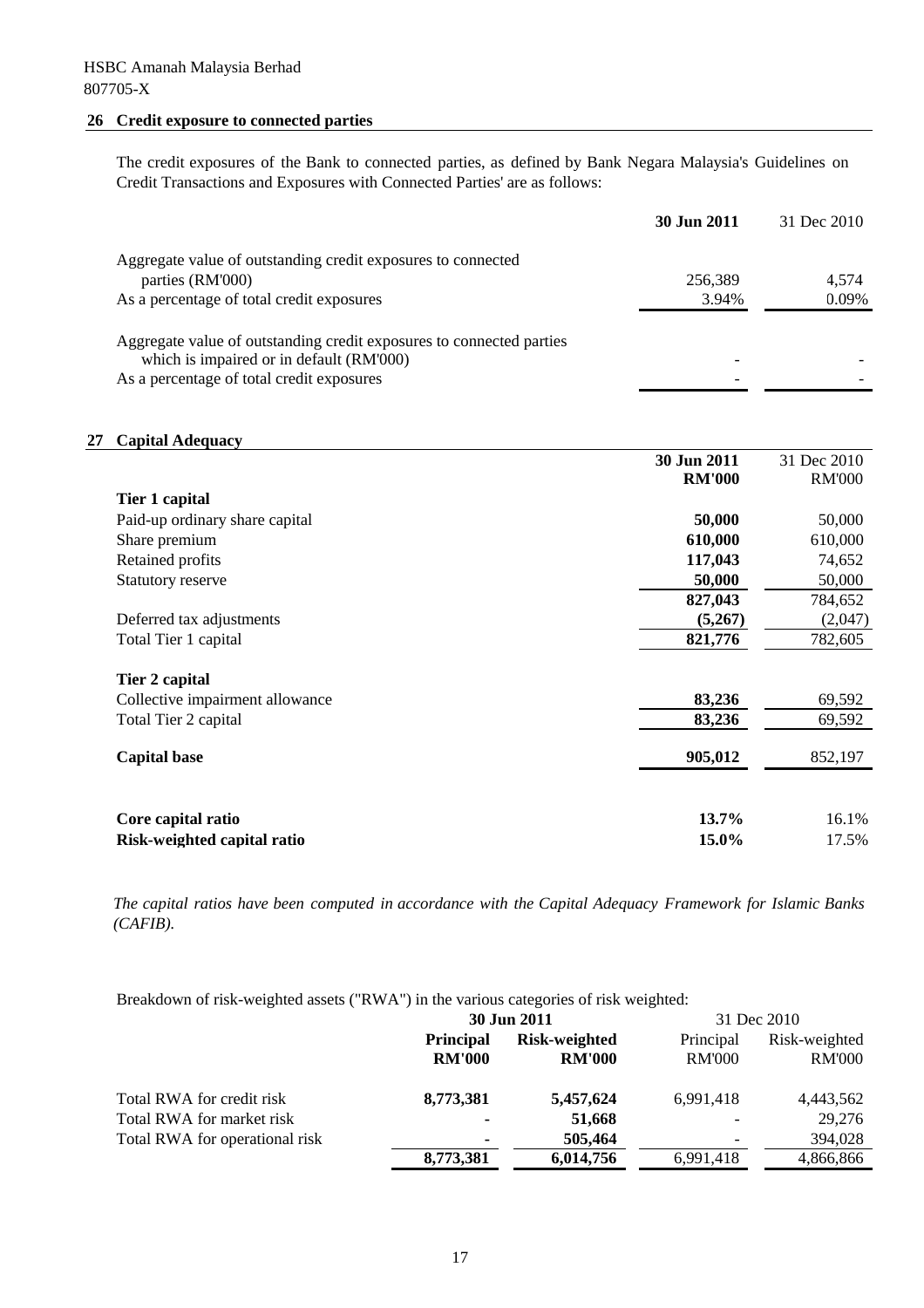HSBC Amanah Malaysia Berhad
807705-X

## 26 Credit exposure to connected parties

The credit exposures of the Bank to connected parties, as defined by Bank Negara Malaysia's Guidelines on Credit Transactions and Exposures with Connected Parties' are as follows:

| | **30 Jun 2011** | 31 Dec 2010 |
|---|---|---|
| Aggregate value of outstanding credit exposures to connected parties (RM'000) | 256,389 | 4,574 |
| As a percentage of total credit exposures | 3.94% | 0.09% |
| Aggregate value of outstanding credit exposures to connected parties which is impaired or in default (RM'000) | - | - |
| As a percentage of total credit exposures | - | - |

## 27 Capital Adequacy

| | **30 Jun 2011 RM'000** | 31 Dec 2010 RM'000 |
|---|---|---|
| **Tier 1 capital** | | |
| Paid-up ordinary share capital | **50,000** | 50,000 |
| Share premium | **610,000** | 610,000 |
| Retained profits | **117,043** | 74,652 |
| Statutory reserve | **50,000** | 50,000 |
| | **827,043** | 784,652 |
| Deferred tax adjustments | **(5,267)** | (2,047) |
| Total Tier 1 capital | **821,776** | 782,605 |
| **Tier 2 capital** | | |
| Collective impairment allowance | **83,236** | 69,592 |
| Total Tier 2 capital | **83,236** | 69,592 |
| **Capital base** | **905,012** | 852,197 |
| **Core capital ratio** | **13.7%** | 16.1% |
| **Risk-weighted capital ratio** | **15.0%** | 17.5% |

*The capital ratios have been computed in accordance with the Capital Adequacy Framework for Islamic Banks (CAFIB).*

Breakdown of risk-weighted assets ("RWA") in the various categories of risk weighted:

| | **30 Jun 2011** | | 31 Dec 2010 | |
|---|---|---|---|---|
| | **Principal RM'000** | **Risk-weighted RM'000** | Principal RM'000 | Risk-weighted RM'000 |
| Total RWA for credit risk | **8,773,381** | **5,457,624** | 6,991,418 | 4,443,562 |
| Total RWA for market risk | **-** | **51,668** | - | 29,276 |
| Total RWA for operational risk | **-** | **505,464** | - | 394,028 |
| | **8,773,381** | **6,014,756** | 6,991,418 | 4,866,866 |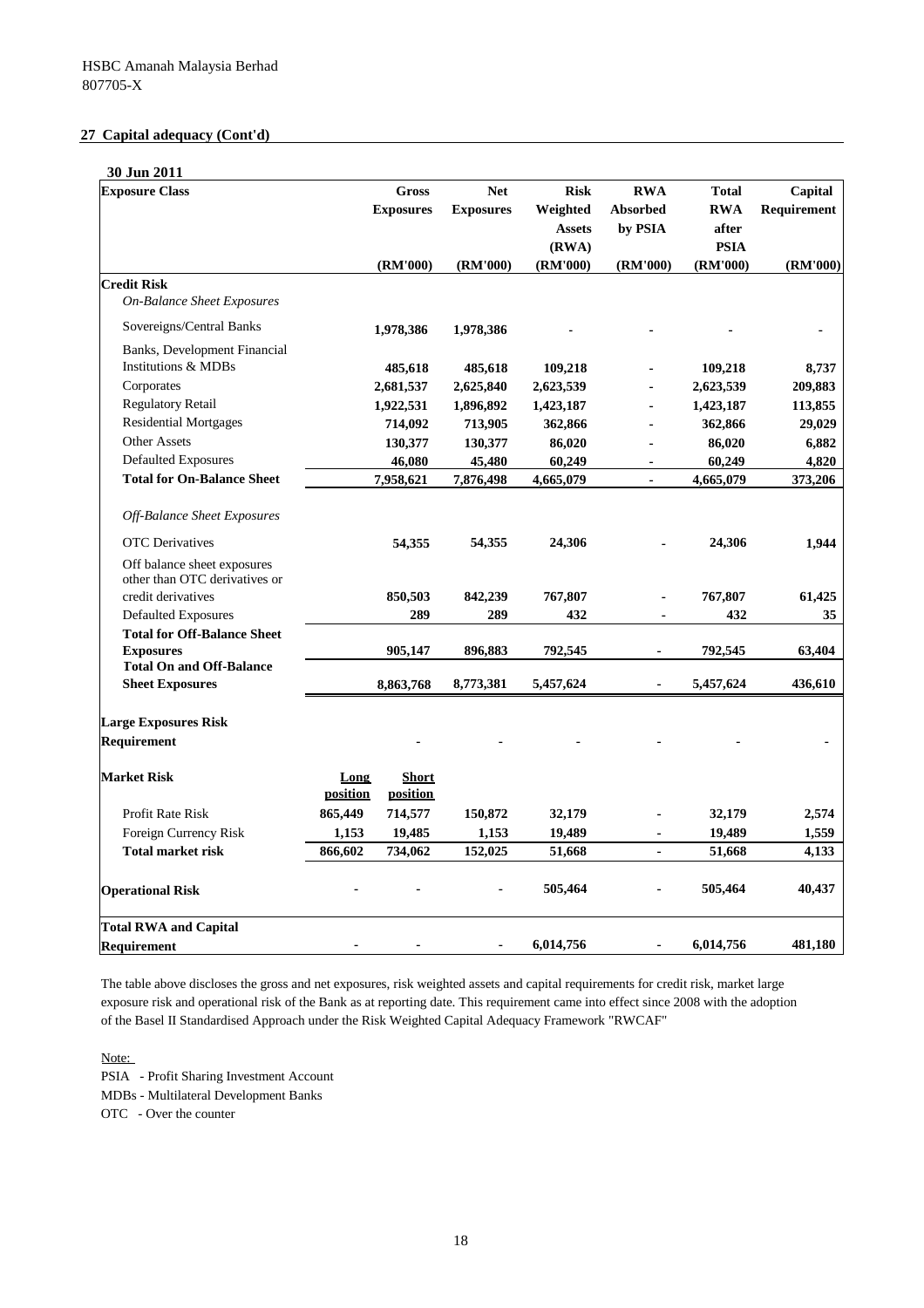HSBC Amanah Malaysia Berhad
807705-X

## 27 Capital adequacy (Cont'd)

**30 Jun 2011**

| Exposure Class | | Gross Exposures | Net Exposures | Risk Weighted Assets (RWA) | RWA Absorbed by PSIA | Total RWA after PSIA | Capital Requirement |
|---|---|---|---|---|---|---|---|
| | | (RM'000) | (RM'000) | (RM'000) | (RM'000) | (RM'000) | (RM'000) |
| **Credit Risk** | | | | | | | |
| *On-Balance Sheet Exposures* | | | | | | | |
| Sovereigns/Central Banks | | 1,978,386 | 1,978,386 | - | - | - | - |
| Banks, Development Financial Institutions & MDBs | | 485,618 | 485,618 | 109,218 | - | 109,218 | 8,737 |
| Corporates | | 2,681,537 | 2,625,840 | 2,623,539 | - | 2,623,539 | 209,883 |
| Regulatory Retail | | 1,922,531 | 1,896,892 | 1,423,187 | - | 1,423,187 | 113,855 |
| Residential Mortgages | | 714,092 | 713,905 | 362,866 | - | 362,866 | 29,029 |
| Other Assets | | 130,377 | 130,377 | 86,020 | - | 86,020 | 6,882 |
| Defaulted Exposures | | 46,080 | 45,480 | 60,249 | - | 60,249 | 4,820 |
| **Total for On-Balance Sheet** | | 7,958,621 | 7,876,498 | 4,665,079 | - | 4,665,079 | 373,206 |
| *Off-Balance Sheet Exposures* | | | | | | | |
| OTC Derivatives | | 54,355 | 54,355 | 24,306 | - | 24,306 | 1,944 |
| Off balance sheet exposures other than OTC derivatives or credit derivatives | | 850,503 | 842,239 | 767,807 | - | 767,807 | 61,425 |
| Defaulted Exposures | | 289 | 289 | 432 | - | 432 | 35 |
| **Total for Off-Balance Sheet Exposures** | | 905,147 | 896,883 | 792,545 | - | 792,545 | 63,404 |
| **Total On and Off-Balance Sheet Exposures** | | 8,863,768 | 8,773,381 | 5,457,624 | - | 5,457,624 | 436,610 |
| **Large Exposures Risk Requirement** | | - | - | - | - | - | - |
| **Market Risk** | Long position | Short position | | | | | |
| Profit Rate Risk | 865,449 | 714,577 | 150,872 | 32,179 | - | 32,179 | 2,574 |
| Foreign Currency Risk | 1,153 | 19,485 | 1,153 | 19,489 | - | 19,489 | 1,559 |
| **Total market risk** | 866,602 | 734,062 | 152,025 | 51,668 | - | 51,668 | 4,133 |
| **Operational Risk** | - | - | - | 505,464 | - | 505,464 | 40,437 |
| **Total RWA and Capital Requirement** | - | - | - | 6,014,756 | - | 6,014,756 | 481,180 |

The table above discloses the gross and net exposures, risk weighted assets and capital requirements for credit risk, market large exposure risk and operational risk of the Bank as at reporting date. This requirement came into effect since 2008 with the adoption of the Basel II Standardised Approach under the Risk Weighted Capital Adequacy Framework "RWCAF"

Note:
PSIA - Profit Sharing Investment Account
MDBs - Multilateral Development Banks
OTC - Over the counter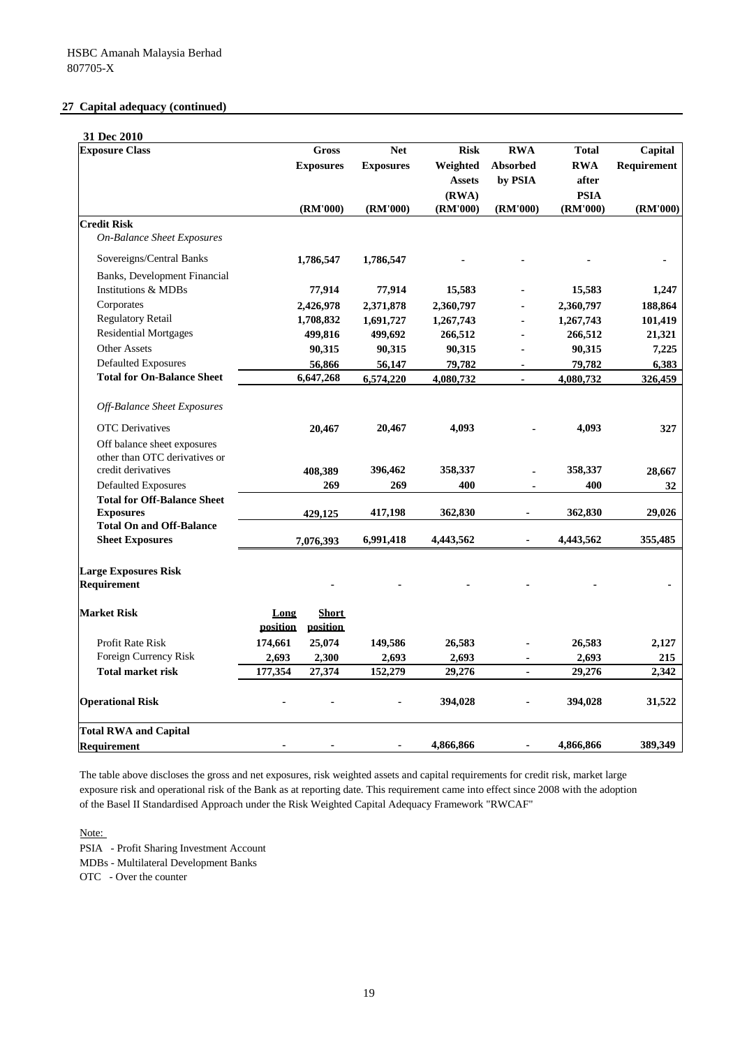HSBC Amanah Malaysia Berhad
807705-X

## 27 Capital adequacy (continued)

**31 Dec 2010**

| Exposure Class | | Gross Exposures (RM'000) | Net Exposures (RM'000) | Risk Weighted Assets (RWA) (RM'000) | RWA Absorbed by PSIA (RM'000) | Total RWA after PSIA (RM'000) | Capital Requirement (RM'000) |
|---|---|---|---|---|---|---|---|
| **Credit Risk** | | | | | | | |
| *On-Balance Sheet Exposures* | | | | | | | |
| Sovereigns/Central Banks | | 1,786,547 | 1,786,547 | - | - | - | - |
| Banks, Development Financial Institutions & MDBs | | 77,914 | 77,914 | 15,583 | - | 15,583 | 1,247 |
| Corporates | | 2,426,978 | 2,371,878 | 2,360,797 | - | 2,360,797 | 188,864 |
| Regulatory Retail | | 1,708,832 | 1,691,727 | 1,267,743 | - | 1,267,743 | 101,419 |
| Residential Mortgages | | 499,816 | 499,692 | 266,512 | - | 266,512 | 21,321 |
| Other Assets | | 90,315 | 90,315 | 90,315 | - | 90,315 | 7,225 |
| Defaulted Exposures | | 56,866 | 56,147 | 79,782 | - | 79,782 | 6,383 |
| **Total for On-Balance Sheet** | | 6,647,268 | 6,574,220 | 4,080,732 | - | 4,080,732 | 326,459 |
| *Off-Balance Sheet Exposures* | | | | | | | |
| OTC Derivatives | | 20,467 | 20,467 | 4,093 | - | 4,093 | 327 |
| Off balance sheet exposures other than OTC derivatives or credit derivatives | | 408,389 | 396,462 | 358,337 | - | 358,337 | 28,667 |
| Defaulted Exposures | | 269 | 269 | 400 | - | 400 | 32 |
| **Total for Off-Balance Sheet Exposures** | | 429,125 | 417,198 | 362,830 | - | 362,830 | 29,026 |
| **Total On and Off-Balance Sheet Exposures** | | 7,076,393 | 6,991,418 | 4,443,562 | - | 4,443,562 | 355,485 |
| **Large Exposures Risk Requirement** | | - | - | - | - | - | - |
| **Market Risk** | Long position | Short position | | | | | |
| Profit Rate Risk | 174,661 | 25,074 | 149,586 | 26,583 | - | 26,583 | 2,127 |
| Foreign Currency Risk | 2,693 | 2,300 | 2,693 | 2,693 | - | 2,693 | 215 |
| **Total market risk** | 177,354 | 27,374 | 152,279 | 29,276 | - | 29,276 | 2,342 |
| **Operational Risk** | - | - | - | 394,028 | - | 394,028 | 31,522 |
| **Total RWA and Capital Requirement** | - | - | - | 4,866,866 | - | 4,866,866 | 389,349 |

The table above discloses the gross and net exposures, risk weighted assets and capital requirements for credit risk, market large exposure risk and operational risk of the Bank as at reporting date. This requirement came into effect since 2008 with the adoption of the Basel II Standardised Approach under the Risk Weighted Capital Adequacy Framework "RWCAF"

Note:
PSIA - Profit Sharing Investment Account
MDBs - Multilateral Development Banks
OTC - Over the counter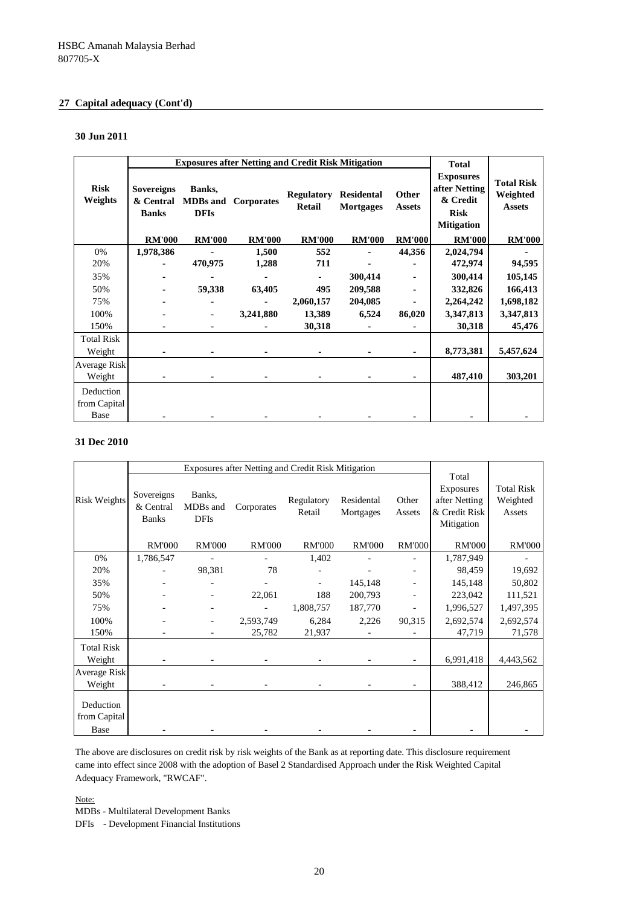HSBC Amanah Malaysia Berhad
807705-X

## 27 Capital adequacy (Cont'd)

### 30 Jun 2011

| Risk Weights | Exposures after Netting and Credit Risk Mitigation | | | | | | Total Exposures after Netting & Credit Risk Mitigation | Total Risk Weighted Assets |
|---|---|---|---|---|---|---|---|---|
| | Sovereigns & Central Banks | Banks, MDBs and DFIs | Corporates | Regulatory Retail | Residental Mortgages | Other Assets | | |
| | RM'000 | RM'000 | RM'000 | RM'000 | RM'000 | RM'000 | RM'000 | RM'000 |
| 0% | 1,978,386 | - | 1,500 | 552 | - | 44,356 | 2,024,794 | - |
| 20% | - | 470,975 | 1,288 | 711 | - | - | 472,974 | 94,595 |
| 35% | - | - | - | - | 300,414 | - | 300,414 | 105,145 |
| 50% | - | 59,338 | 63,405 | 495 | 209,588 | - | 332,826 | 166,413 |
| 75% | - | - | - | 2,060,157 | 204,085 | - | 2,264,242 | 1,698,182 |
| 100% | - | - | 3,241,880 | 13,389 | 6,524 | 86,020 | 3,347,813 | 3,347,813 |
| 150% | - | - | - | 30,318 | - | - | 30,318 | 45,476 |
| Total Risk Weight | - | - | - | - | - | - | 8,773,381 | 5,457,624 |
| Average Risk Weight | - | - | - | - | - | - | 487,410 | 303,201 |
| Deduction from Capital Base | - | - | - | - | - | - | - | - |

### 31 Dec 2010

| Risk Weights | Exposures after Netting and Credit Risk Mitigation | | | | | | Total Exposures after Netting & Credit Risk Mitigation | Total Risk Weighted Assets |
|---|---|---|---|---|---|---|---|---|
| | Sovereigns & Central Banks | Banks, MDBs and DFIs | Corporates | Regulatory Retail | Residental Mortgages | Other Assets | | |
| | RM'000 | RM'000 | RM'000 | RM'000 | RM'000 | RM'000 | RM'000 | RM'000 |
| 0% | 1,786,547 | - | - | 1,402 | - | - | 1,787,949 | - |
| 20% | - | 98,381 | 78 | - | - | - | 98,459 | 19,692 |
| 35% | - | - | - | - | 145,148 | - | 145,148 | 50,802 |
| 50% | - | - | 22,061 | 188 | 200,793 | - | 223,042 | 111,521 |
| 75% | - | - | - | 1,808,757 | 187,770 | - | 1,996,527 | 1,497,395 |
| 100% | - | - | 2,593,749 | 6,284 | 2,226 | 90,315 | 2,692,574 | 2,692,574 |
| 150% | - | - | 25,782 | 21,937 | - | - | 47,719 | 71,578 |
| Total Risk Weight | - | - | - | - | - | - | 6,991,418 | 4,443,562 |
| Average Risk Weight | - | - | - | - | - | - | 388,412 | 246,865 |
| Deduction from Capital Base | - | - | - | - | - | - | - | - |

The above are disclosures on credit risk by risk weights of the Bank as at reporting date. This disclosure requirement came into effect since 2008 with the adoption of Basel 2 Standardised Approach under the Risk Weighted Capital Adequacy Framework, "RWCAF".

Note:
MDBs - Multilateral Development Banks
DFIs - Development Financial Institutions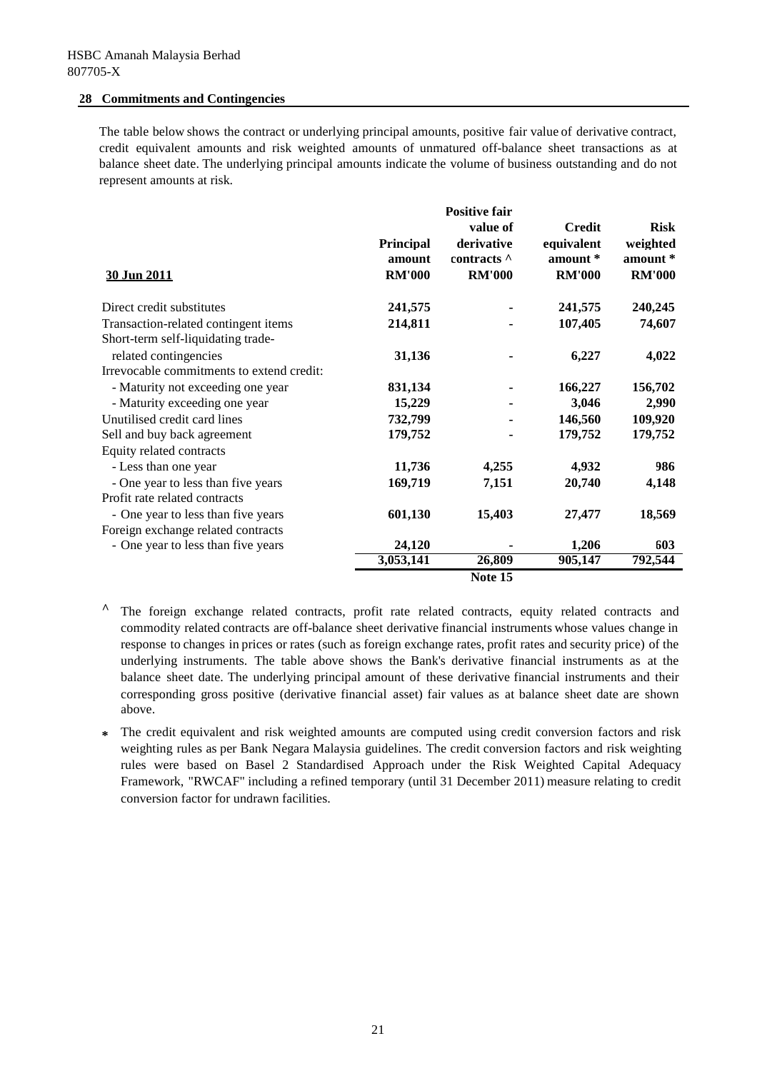HSBC Amanah Malaysia Berhad
807705-X

## 28 Commitments and Contingencies

The table below shows the contract or underlying principal amounts, positive fair value of derivative contract, credit equivalent amounts and risk weighted amounts of unmatured off-balance sheet transactions as at balance sheet date. The underlying principal amounts indicate the volume of business outstanding and do not represent amounts at risk.

| 30 Jun 2011 | Principal amount RM'000 | Positive fair value of derivative contracts ^ RM'000 | Credit equivalent amount * RM'000 | Risk weighted amount * RM'000 |
|---|---|---|---|---|
| Direct credit substitutes | **241,575** | **-** | **241,575** | **240,245** |
| Transaction-related contingent items | **214,811** | **-** | **107,405** | **74,607** |
| Short-term self-liquidating trade-related contingencies | **31,136** | **-** | **6,227** | **4,022** |
| Irrevocable commitments to extend credit: | | | | |
| - Maturity not exceeding one year | **831,134** | **-** | **166,227** | **156,702** |
| - Maturity exceeding one year | **15,229** | **-** | **3,046** | **2,990** |
| Unutilised credit card lines | **732,799** | **-** | **146,560** | **109,920** |
| Sell and buy back agreement | **179,752** | **-** | **179,752** | **179,752** |
| Equity related contracts | | | | |
| - Less than one year | **11,736** | **4,255** | **4,932** | **986** |
| - One year to less than five years | **169,719** | **7,151** | **20,740** | **4,148** |
| Profit rate related contracts | | | | |
| - One year to less than five years | **601,130** | **15,403** | **27,477** | **18,569** |
| Foreign exchange related contracts | | | | |
| - One year to less than five years | **24,120** | **-** | **1,206** | **603** |
| | **3,053,141** | **26,809** | **905,147** | **792,544** |
| | | **Note 15** | | |

^ The foreign exchange related contracts, profit rate related contracts, equity related contracts and commodity related contracts are off-balance sheet derivative financial instruments whose values change in response to changes in prices or rates (such as foreign exchange rates, profit rates and security price) of the underlying instruments. The table above shows the Bank's derivative financial instruments as at the balance sheet date. The underlying principal amount of these derivative financial instruments and their corresponding gross positive (derivative financial asset) fair values as at balance sheet date are shown above.

\* The credit equivalent and risk weighted amounts are computed using credit conversion factors and risk weighting rules as per Bank Negara Malaysia guidelines. The credit conversion factors and risk weighting rules were based on Basel 2 Standardised Approach under the Risk Weighted Capital Adequacy Framework, "RWCAF" including a refined temporary (until 31 December 2011) measure relating to credit conversion factor for undrawn facilities.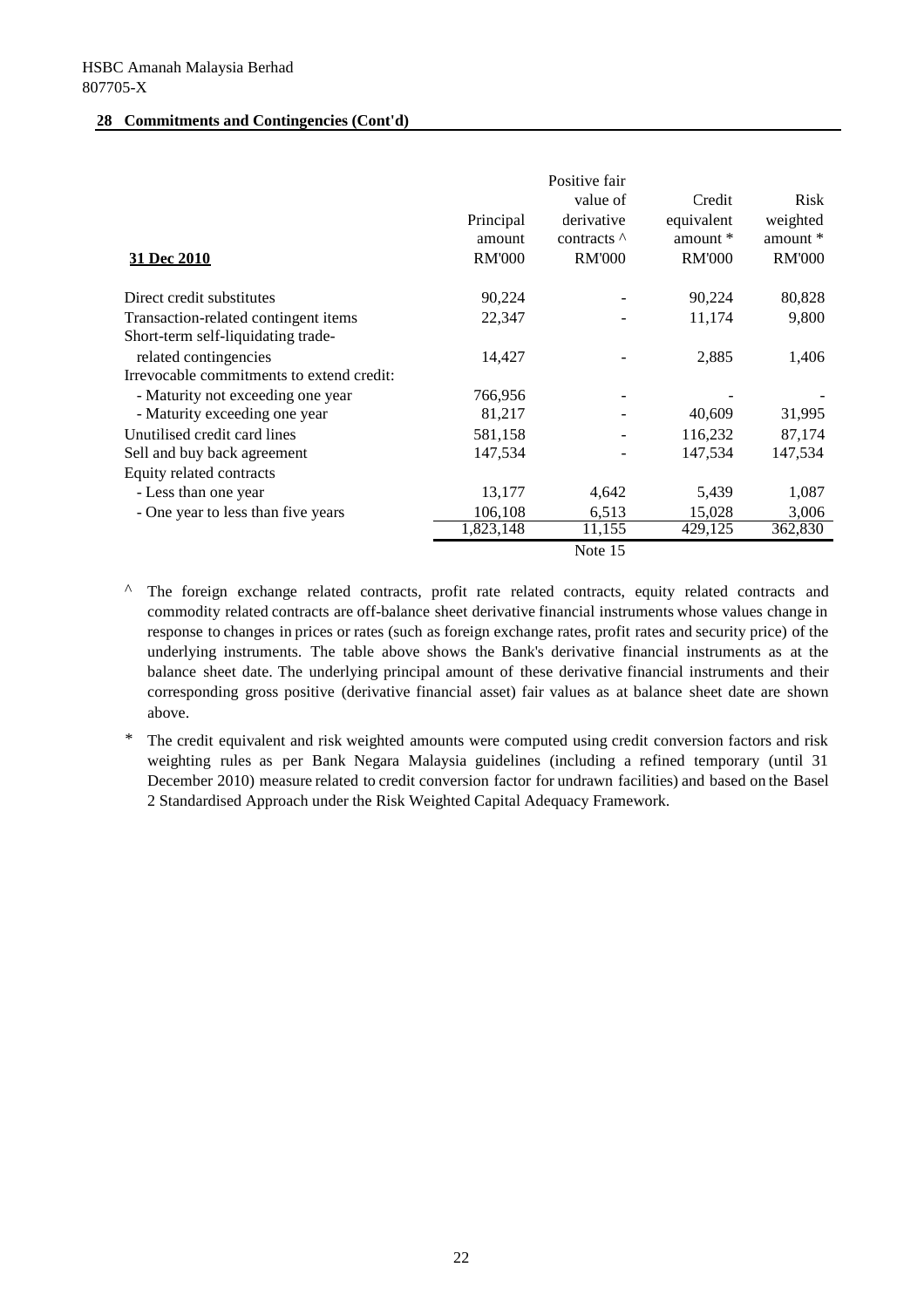HSBC Amanah Malaysia Berhad
807705-X

**28 Commitments and Contingencies (Cont'd)**

| 31 Dec 2010 | Principal amount RM'000 | Positive fair value of derivative contracts ^ RM'000 | Credit equivalent amount * RM'000 | Risk weighted amount * RM'000 |
|---|---|---|---|---|
| Direct credit substitutes | 90,224 | - | 90,224 | 80,828 |
| Transaction-related contingent items | 22,347 | - | 11,174 | 9,800 |
| Short-term self-liquidating trade-related contingencies | 14,427 | - | 2,885 | 1,406 |
| Irrevocable commitments to extend credit: | | | | |
| - Maturity not exceeding one year | 766,956 | - | - | - |
| - Maturity exceeding one year | 81,217 | - | 40,609 | 31,995 |
| Unutilised credit card lines | 581,158 | - | 116,232 | 87,174 |
| Sell and buy back agreement | 147,534 | - | 147,534 | 147,534 |
| Equity related contracts | | | | |
| - Less than one year | 13,177 | 4,642 | 5,439 | 1,087 |
| - One year to less than five years | 106,108 | 6,513 | 15,028 | 3,006 |
| | 1,823,148 | 11,155 | 429,125 | 362,830 |
| | | Note 15 | | |

^ The foreign exchange related contracts, profit rate related contracts, equity related contracts and commodity related contracts are off-balance sheet derivative financial instruments whose values change in response to changes in prices or rates (such as foreign exchange rates, profit rates and security price) of the underlying instruments. The table above shows the Bank's derivative financial instruments as at the balance sheet date. The underlying principal amount of these derivative financial instruments and their corresponding gross positive (derivative financial asset) fair values as at balance sheet date are shown above.

* The credit equivalent and risk weighted amounts were computed using credit conversion factors and risk weighting rules as per Bank Negara Malaysia guidelines (including a refined temporary (until 31 December 2010) measure related to credit conversion factor for undrawn facilities) and based on the Basel 2 Standardised Approach under the Risk Weighted Capital Adequacy Framework.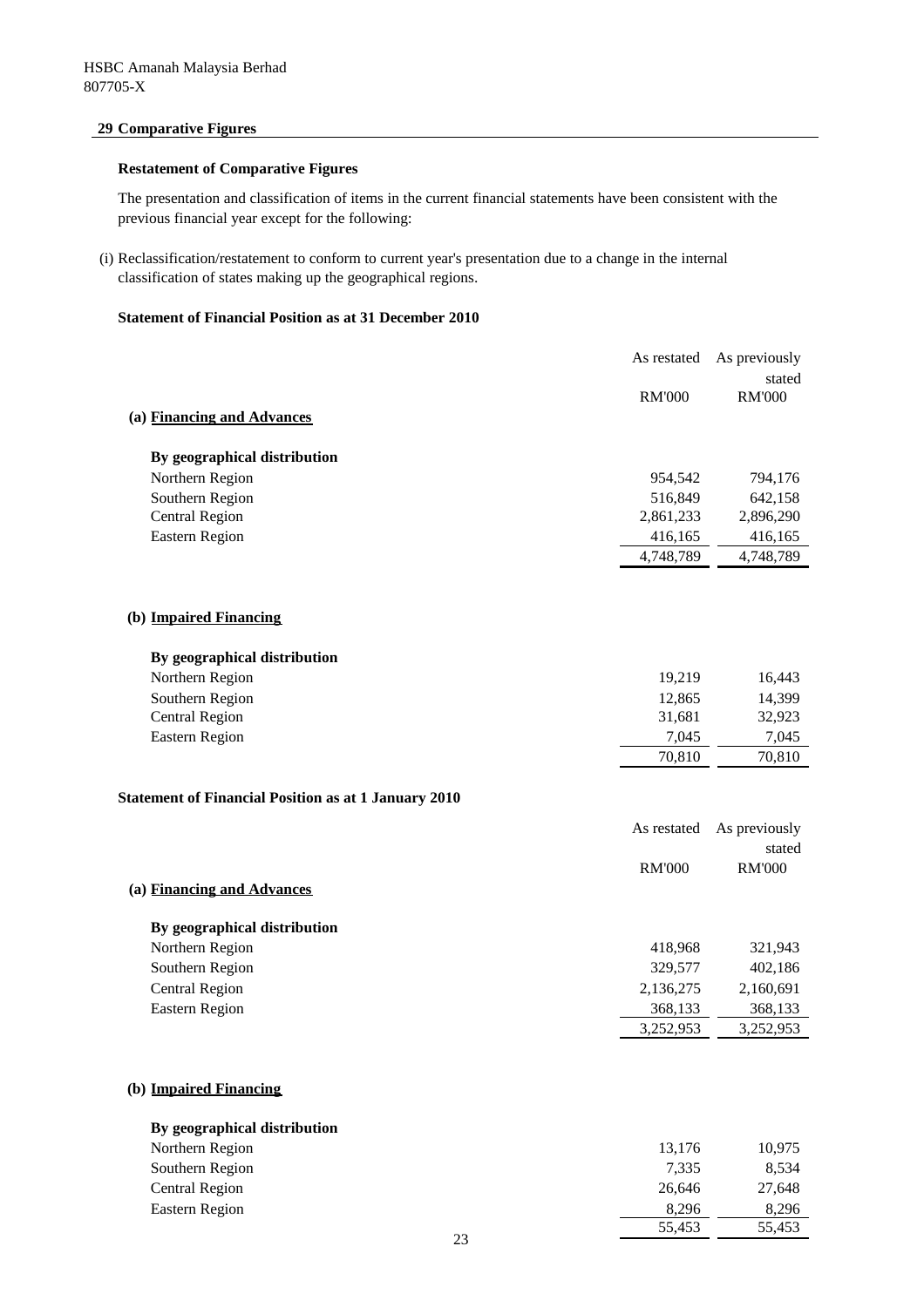HSBC Amanah Malaysia Berhad
807705-X

## 29 Comparative Figures

### Restatement of Comparative Figures

The presentation and classification of items in the current financial statements have been consistent with the previous financial year except for the following:

(i) Reclassification/restatement to conform to current year's presentation due to a change in the internal classification of states making up the geographical regions.

**Statement of Financial Position as at 31 December 2010**

| | As restated | As previously stated |
|---|---|---|
| | RM'000 | RM'000 |
| **(a) Financing and Advances** | | |
| **By geographical distribution** | | |
| Northern Region | 954,542 | 794,176 |
| Southern Region | 516,849 | 642,158 |
| Central Region | 2,861,233 | 2,896,290 |
| Eastern Region | 416,165 | 416,165 |
| | 4,748,789 | 4,748,789 |
| **(b) Impaired Financing** | | |
| **By geographical distribution** | | |
| Northern Region | 19,219 | 16,443 |
| Southern Region | 12,865 | 14,399 |
| Central Region | 31,681 | 32,923 |
| Eastern Region | 7,045 | 7,045 |
| | 70,810 | 70,810 |

**Statement of Financial Position as at 1 January 2010**

| | As restated | As previously stated |
|---|---|---|
| | RM'000 | RM'000 |
| **(a) Financing and Advances** | | |
| **By geographical distribution** | | |
| Northern Region | 418,968 | 321,943 |
| Southern Region | 329,577 | 402,186 |
| Central Region | 2,136,275 | 2,160,691 |
| Eastern Region | 368,133 | 368,133 |
| | 3,252,953 | 3,252,953 |
| **(b) Impaired Financing** | | |
| **By geographical distribution** | | |
| Northern Region | 13,176 | 10,975 |
| Southern Region | 7,335 | 8,534 |
| Central Region | 26,646 | 27,648 |
| Eastern Region | 8,296 | 8,296 |
| | 55,453 | 55,453 |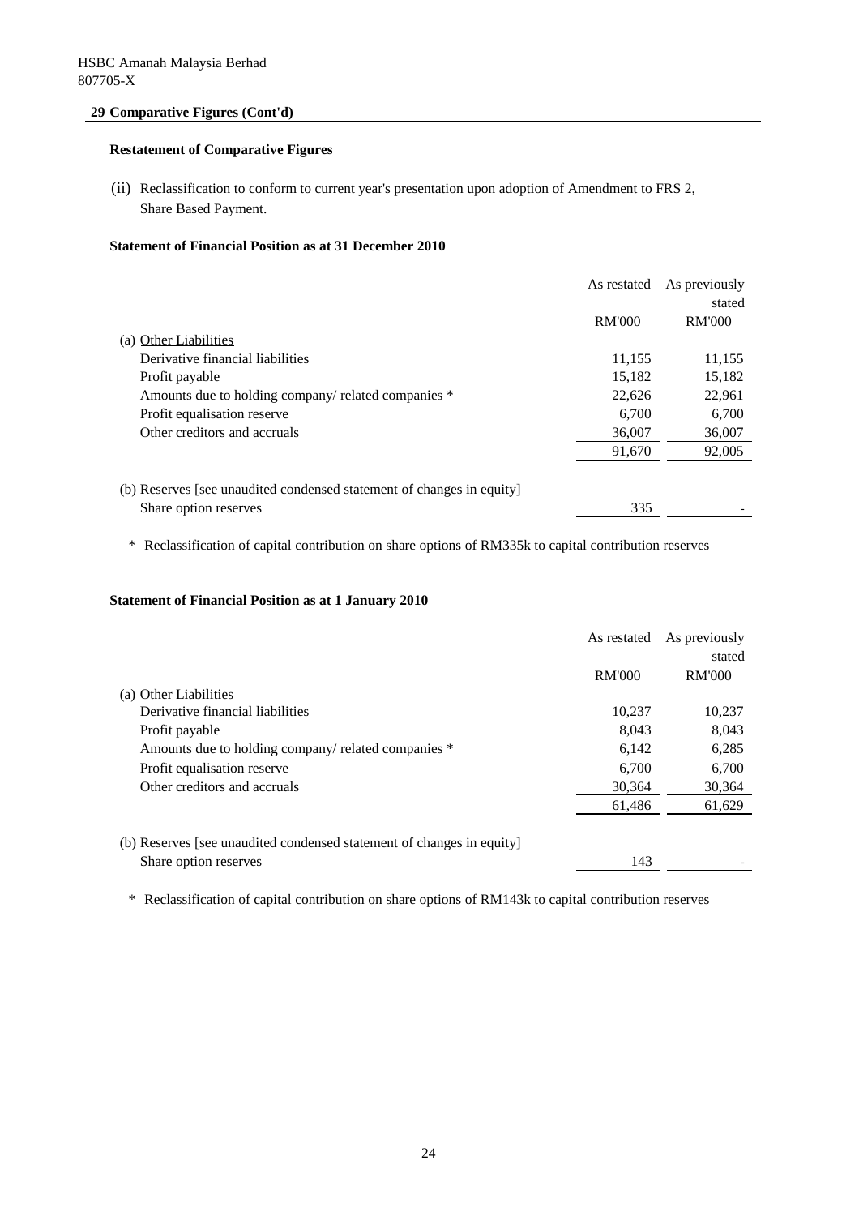HSBC Amanah Malaysia Berhad
807705-X

## 29 Comparative Figures (Cont'd)

### Restatement of Comparative Figures

(ii) Reclassification to conform to current year's presentation upon adoption of Amendment to FRS 2, Share Based Payment.

#### Statement of Financial Position as at 31 December 2010

| | As restated | As previously stated |
|---|---|---|
| | RM'000 | RM'000 |
| (a) Other Liabilities | | |
| Derivative financial liabilities | 11,155 | 11,155 |
| Profit payable | 15,182 | 15,182 |
| Amounts due to holding company/ related companies * | 22,626 | 22,961 |
| Profit equalisation reserve | 6,700 | 6,700 |
| Other creditors and accruals | 36,007 | 36,007 |
| | 91,670 | 92,005 |
| (b) Reserves [see unaudited condensed statement of changes in equity] | | |
| Share option reserves | 335 | - |

\* Reclassification of capital contribution on share options of RM335k to capital contribution reserves

#### Statement of Financial Position as at 1 January 2010

| | As restated | As previously stated |
|---|---|---|
| | RM'000 | RM'000 |
| (a) Other Liabilities | | |
| Derivative financial liabilities | 10,237 | 10,237 |
| Profit payable | 8,043 | 8,043 |
| Amounts due to holding company/ related companies * | 6,142 | 6,285 |
| Profit equalisation reserve | 6,700 | 6,700 |
| Other creditors and accruals | 30,364 | 30,364 |
| | 61,486 | 61,629 |
| (b) Reserves [see unaudited condensed statement of changes in equity] | | |
| Share option reserves | 143 | - |

\* Reclassification of capital contribution on share options of RM143k to capital contribution reserves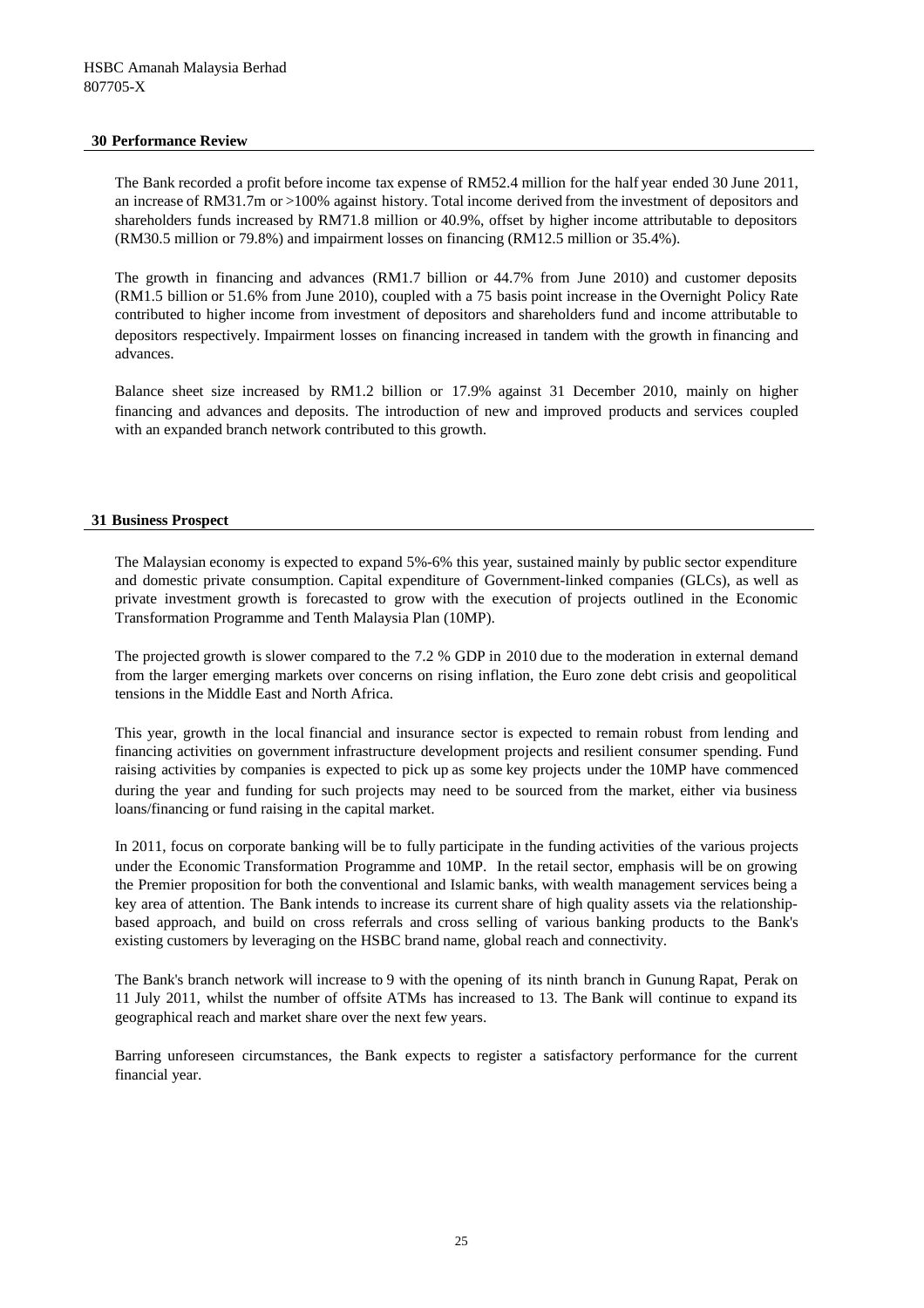## 30 Performance Review

The Bank recorded a profit before income tax expense of RM52.4 million for the half year ended 30 June 2011, an increase of RM31.7m or >100% against history. Total income derived from the investment of depositors and shareholders funds increased by RM71.8 million or 40.9%, offset by higher income attributable to depositors (RM30.5 million or 79.8%) and impairment losses on financing (RM12.5 million or 35.4%).

The growth in financing and advances (RM1.7 billion or 44.7% from June 2010) and customer deposits (RM1.5 billion or 51.6% from June 2010), coupled with a 75 basis point increase in the Overnight Policy Rate contributed to higher income from investment of depositors and shareholders fund and income attributable to depositors respectively. Impairment losses on financing increased in tandem with the growth in financing and advances.

Balance sheet size increased by RM1.2 billion or 17.9% against 31 December 2010, mainly on higher financing and advances and deposits. The introduction of new and improved products and services coupled with an expanded branch network contributed to this growth.

## 31 Business Prospect

The Malaysian economy is expected to expand 5%-6% this year, sustained mainly by public sector expenditure and domestic private consumption. Capital expenditure of Government-linked companies (GLCs), as well as private investment growth is forecasted to grow with the execution of projects outlined in the Economic Transformation Programme and Tenth Malaysia Plan (10MP).

The projected growth is slower compared to the 7.2 % GDP in 2010 due to the moderation in external demand from the larger emerging markets over concerns on rising inflation, the Euro zone debt crisis and geopolitical tensions in the Middle East and North Africa.

This year, growth in the local financial and insurance sector is expected to remain robust from lending and financing activities on government infrastructure development projects and resilient consumer spending. Fund raising activities by companies is expected to pick up as some key projects under the 10MP have commenced during the year and funding for such projects may need to be sourced from the market, either via business loans/financing or fund raising in the capital market.

In 2011, focus on corporate banking will be to fully participate in the funding activities of the various projects under the Economic Transformation Programme and 10MP. In the retail sector, emphasis will be on growing the Premier proposition for both the conventional and Islamic banks, with wealth management services being a key area of attention. The Bank intends to increase its current share of high quality assets via the relationship-based approach, and build on cross referrals and cross selling of various banking products to the Bank's existing customers by leveraging on the HSBC brand name, global reach and connectivity.

The Bank's branch network will increase to 9 with the opening of its ninth branch in Gunung Rapat, Perak on 11 July 2011, whilst the number of offsite ATMs has increased to 13. The Bank will continue to expand its geographical reach and market share over the next few years.

Barring unforeseen circumstances, the Bank expects to register a satisfactory performance for the current financial year.